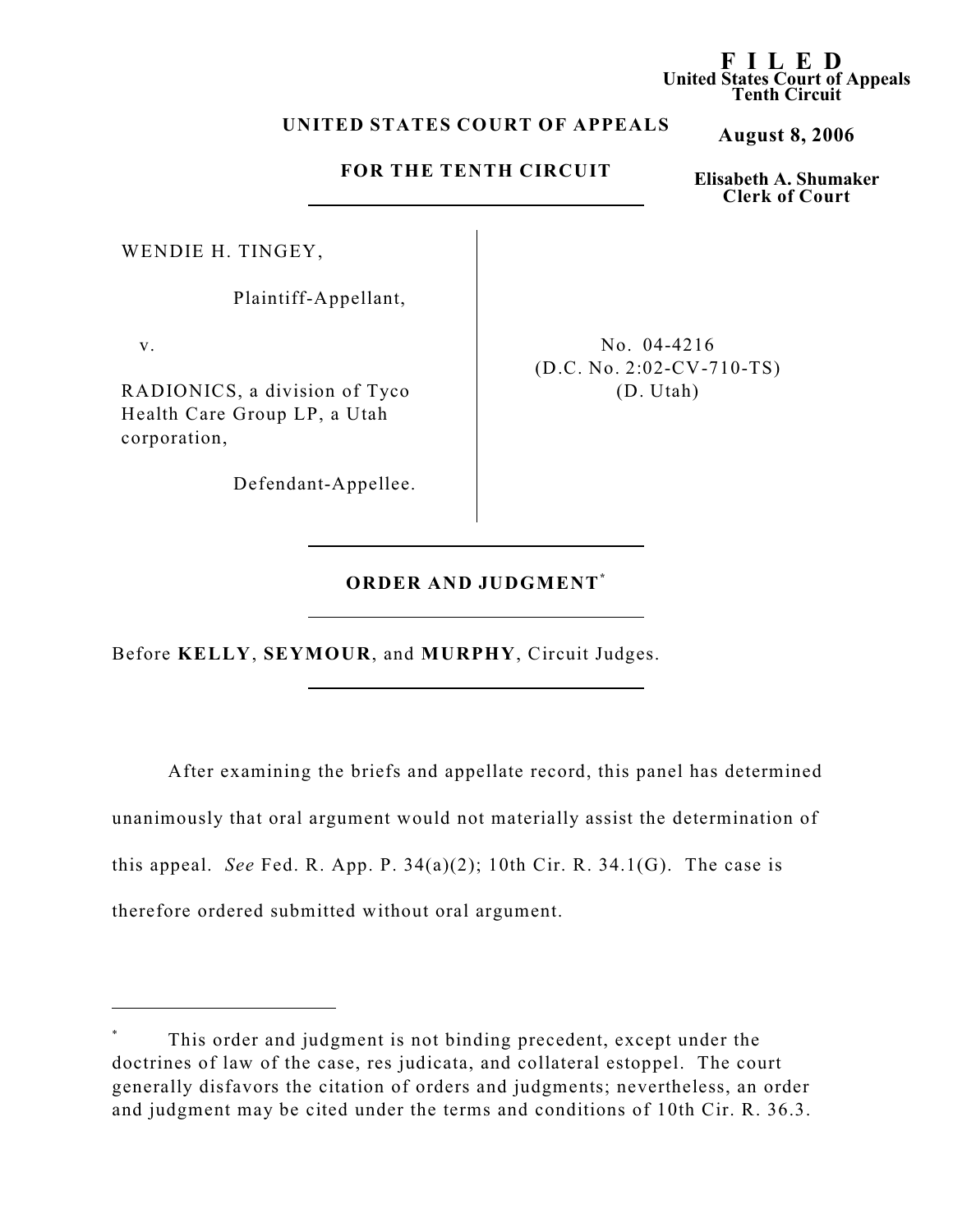**F I L E D**
**United States Court of Appeals**
**Tenth Circuit**

**August 8, 2006**

**Elisabeth A. Shumaker**
**Clerk of Court**

**UNITED STATES COURT OF APPEALS**

**FOR THE TENTH CIRCUIT**

WENDIE H. TINGEY,

Plaintiff-Appellant,

v.

RADIONICS, a division of Tyco Health Care Group LP, a Utah corporation,

Defendant-Appellee.

No. 04-4216
(D.C. No. 2:02-CV-710-TS)
(D. Utah)

**ORDER AND JUDGMENT*** 

Before **KELLY**, **SEYMOUR**, and **MURPHY**, Circuit Judges.

After examining the briefs and appellate record, this panel has determined unanimously that oral argument would not materially assist the determination of this appeal. *See* Fed. R. App. P. 34(a)(2); 10th Cir. R. 34.1(G). The case is therefore ordered submitted without oral argument.

---

\* This order and judgment is not binding precedent, except under the doctrines of law of the case, res judicata, and collateral estoppel. The court generally disfavors the citation of orders and judgments; nevertheless, an order and judgment may be cited under the terms and conditions of 10th Cir. R. 36.3.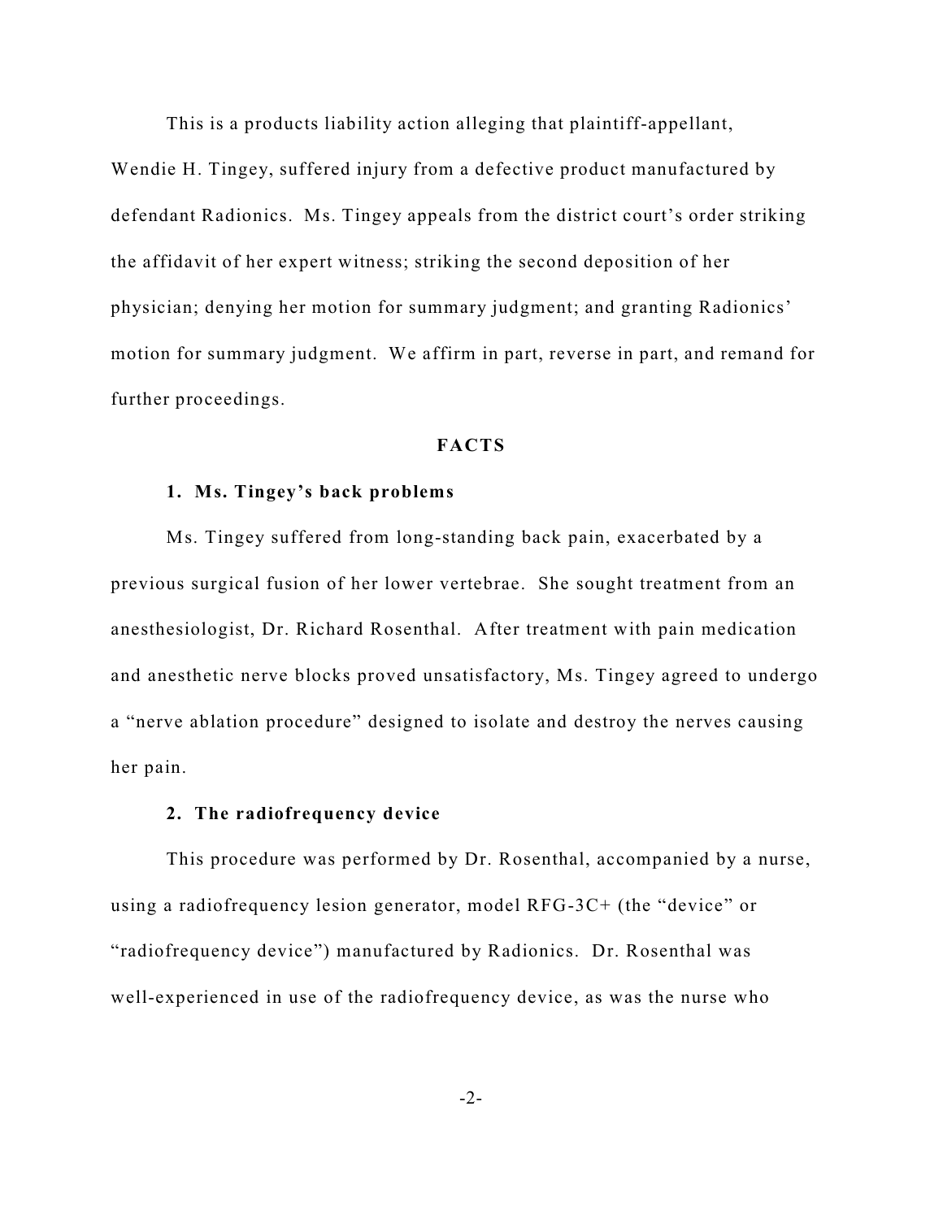This is a products liability action alleging that plaintiff-appellant, Wendie H. Tingey, suffered injury from a defective product manufactured by defendant Radionics. Ms. Tingey appeals from the district court's order striking the affidavit of her expert witness; striking the second deposition of her physician; denying her motion for summary judgment; and granting Radionics' motion for summary judgment. We affirm in part, reverse in part, and remand for further proceedings.

## FACTS

### 1. Ms. Tingey's back problems

Ms. Tingey suffered from long-standing back pain, exacerbated by a previous surgical fusion of her lower vertebrae. She sought treatment from an anesthesiologist, Dr. Richard Rosenthal. After treatment with pain medication and anesthetic nerve blocks proved unsatisfactory, Ms. Tingey agreed to undergo a "nerve ablation procedure" designed to isolate and destroy the nerves causing her pain.

### 2. The radiofrequency device

This procedure was performed by Dr. Rosenthal, accompanied by a nurse, using a radiofrequency lesion generator, model RFG-3C+ (the "device" or "radiofrequency device") manufactured by Radionics. Dr. Rosenthal was well-experienced in use of the radiofrequency device, as was the nurse who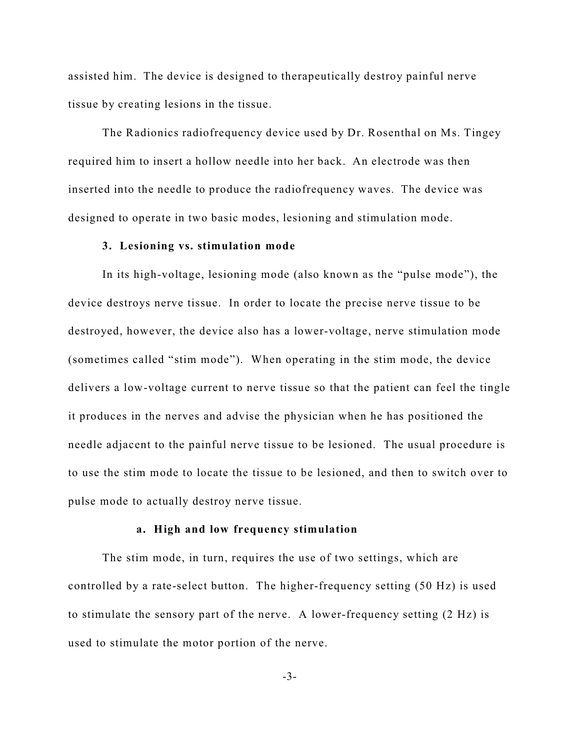assisted him. The device is designed to therapeutically destroy painful nerve tissue by creating lesions in the tissue.

The Radionics radiofrequency device used by Dr. Rosenthal on Ms. Tingey required him to insert a hollow needle into her back. An electrode was then inserted into the needle to produce the radiofrequency waves. The device was designed to operate in two basic modes, lesioning and stimulation mode.

### 3. Lesioning vs. stimulation mode

In its high-voltage, lesioning mode (also known as the "pulse mode"), the device destroys nerve tissue. In order to locate the precise nerve tissue to be destroyed, however, the device also has a lower-voltage, nerve stimulation mode (sometimes called "stim mode"). When operating in the stim mode, the device delivers a low-voltage current to nerve tissue so that the patient can feel the tingle it produces in the nerves and advise the physician when he has positioned the needle adjacent to the painful nerve tissue to be lesioned. The usual procedure is to use the stim mode to locate the tissue to be lesioned, and then to switch over to pulse mode to actually destroy nerve tissue.

#### a. High and low frequency stimulation

The stim mode, in turn, requires the use of two settings, which are controlled by a rate-select button. The higher-frequency setting (50 Hz) is used to stimulate the sensory part of the nerve. A lower-frequency setting (2 Hz) is used to stimulate the motor portion of the nerve.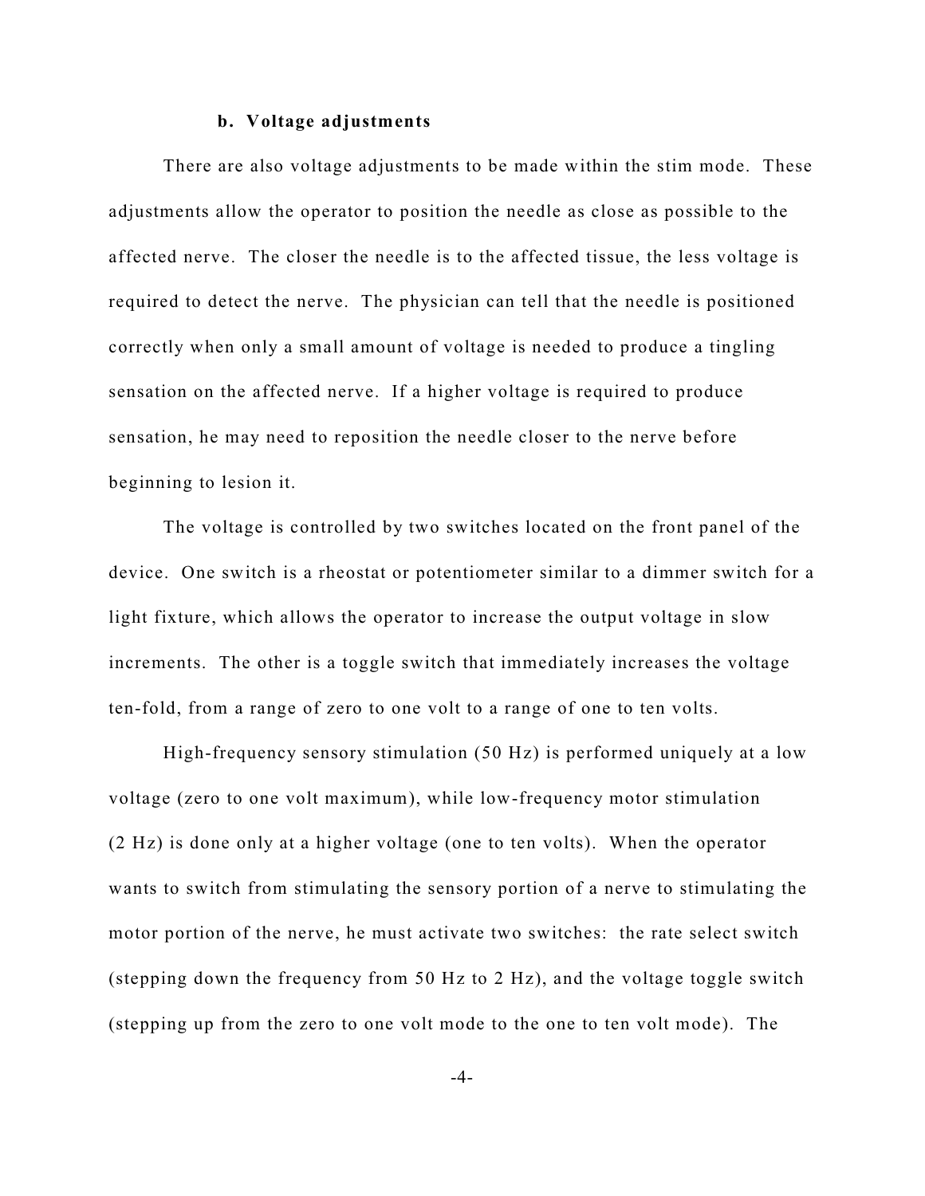### b. Voltage adjustments

There are also voltage adjustments to be made within the stim mode. These adjustments allow the operator to position the needle as close as possible to the affected nerve. The closer the needle is to the affected tissue, the less voltage is required to detect the nerve. The physician can tell that the needle is positioned correctly when only a small amount of voltage is needed to produce a tingling sensation on the affected nerve. If a higher voltage is required to produce sensation, he may need to reposition the needle closer to the nerve before beginning to lesion it.

The voltage is controlled by two switches located on the front panel of the device. One switch is a rheostat or potentiometer similar to a dimmer switch for a light fixture, which allows the operator to increase the output voltage in slow increments. The other is a toggle switch that immediately increases the voltage ten-fold, from a range of zero to one volt to a range of one to ten volts.

High-frequency sensory stimulation (50 Hz) is performed uniquely at a low voltage (zero to one volt maximum), while low-frequency motor stimulation (2 Hz) is done only at a higher voltage (one to ten volts). When the operator wants to switch from stimulating the sensory portion of a nerve to stimulating the motor portion of the nerve, he must activate two switches: the rate select switch (stepping down the frequency from 50 Hz to 2 Hz), and the voltage toggle switch (stepping up from the zero to one volt mode to the one to ten volt mode). The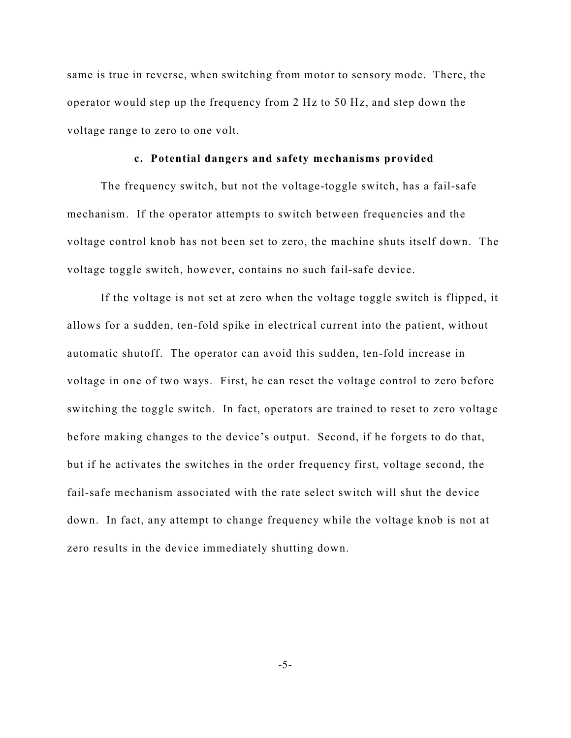same is true in reverse, when switching from motor to sensory mode. There, the operator would step up the frequency from 2 Hz to 50 Hz, and step down the voltage range to zero to one volt.

### c. Potential dangers and safety mechanisms provided

The frequency switch, but not the voltage-toggle switch, has a fail-safe mechanism. If the operator attempts to switch between frequencies and the voltage control knob has not been set to zero, the machine shuts itself down. The voltage toggle switch, however, contains no such fail-safe device.

If the voltage is not set at zero when the voltage toggle switch is flipped, it allows for a sudden, ten-fold spike in electrical current into the patient, without automatic shutoff. The operator can avoid this sudden, ten-fold increase in voltage in one of two ways. First, he can reset the voltage control to zero before switching the toggle switch. In fact, operators are trained to reset to zero voltage before making changes to the device's output. Second, if he forgets to do that, but if he activates the switches in the order frequency first, voltage second, the fail-safe mechanism associated with the rate select switch will shut the device down. In fact, any attempt to change frequency while the voltage knob is not at zero results in the device immediately shutting down.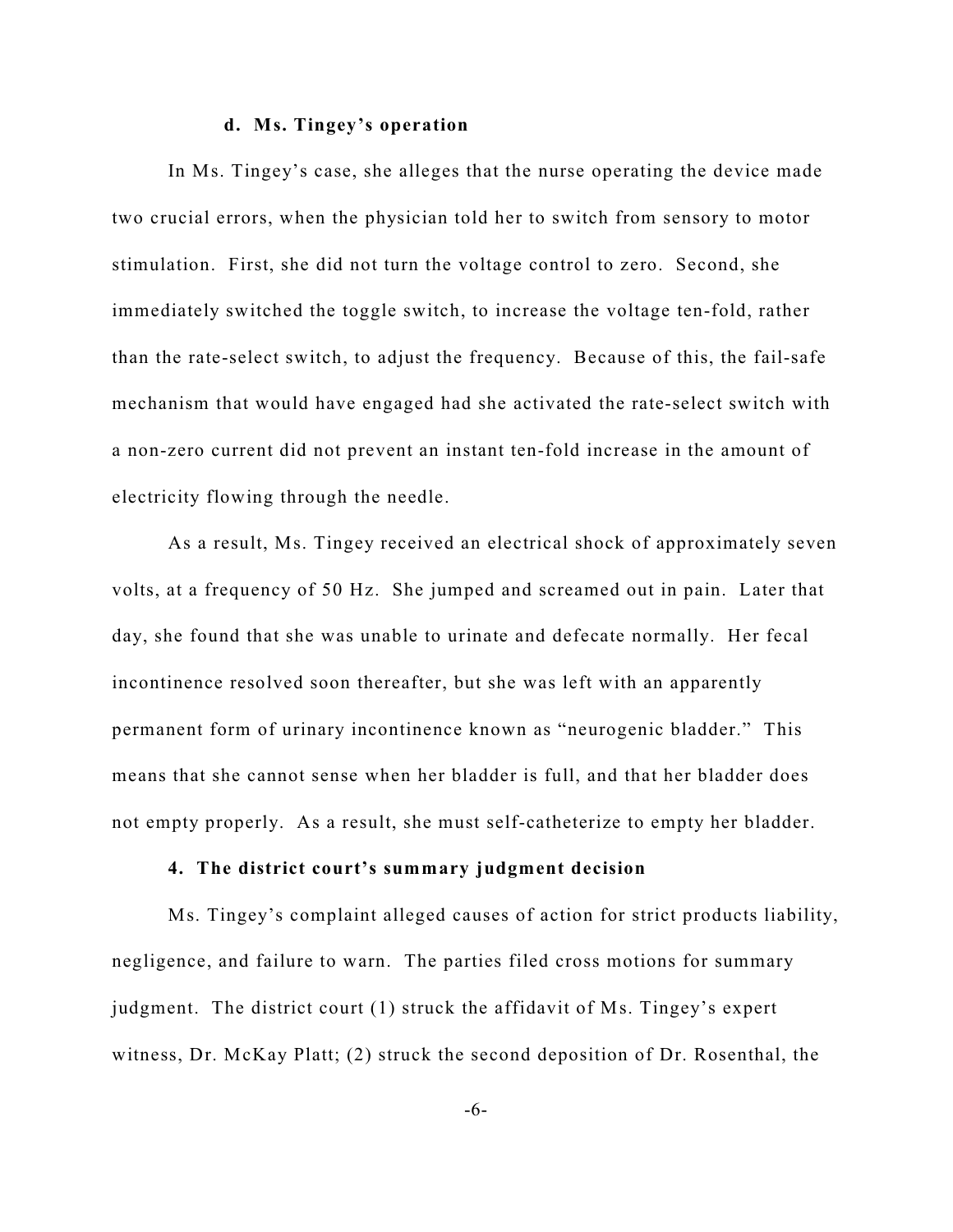#### d. Ms. Tingey's operation

In Ms. Tingey's case, she alleges that the nurse operating the device made two crucial errors, when the physician told her to switch from sensory to motor stimulation. First, she did not turn the voltage control to zero. Second, she immediately switched the toggle switch, to increase the voltage ten-fold, rather than the rate-select switch, to adjust the frequency. Because of this, the fail-safe mechanism that would have engaged had she activated the rate-select switch with a non-zero current did not prevent an instant ten-fold increase in the amount of electricity flowing through the needle.

As a result, Ms. Tingey received an electrical shock of approximately seven volts, at a frequency of 50 Hz. She jumped and screamed out in pain. Later that day, she found that she was unable to urinate and defecate normally. Her fecal incontinence resolved soon thereafter, but she was left with an apparently permanent form of urinary incontinence known as "neurogenic bladder." This means that she cannot sense when her bladder is full, and that her bladder does not empty properly. As a result, she must self-catheterize to empty her bladder.

### 4. The district court's summary judgment decision

Ms. Tingey's complaint alleged causes of action for strict products liability, negligence, and failure to warn. The parties filed cross motions for summary judgment. The district court (1) struck the affidavit of Ms. Tingey's expert witness, Dr. McKay Platt; (2) struck the second deposition of Dr. Rosenthal, the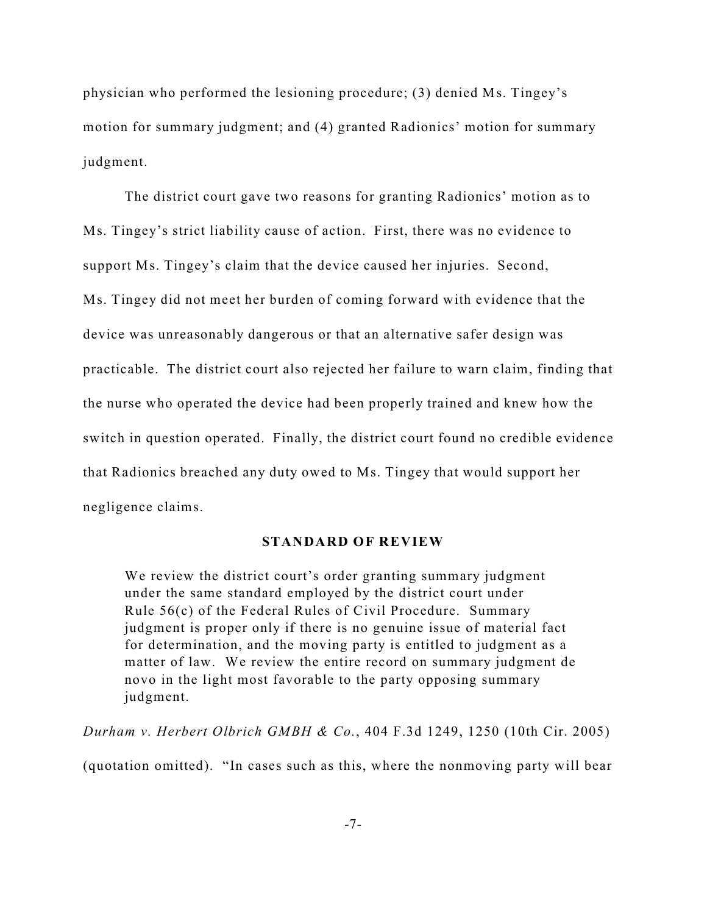physician who performed the lesioning procedure; (3) denied Ms. Tingey's motion for summary judgment; and (4) granted Radionics' motion for summary judgment.

The district court gave two reasons for granting Radionics' motion as to Ms. Tingey's strict liability cause of action. First, there was no evidence to support Ms. Tingey's claim that the device caused her injuries. Second, Ms. Tingey did not meet her burden of coming forward with evidence that the device was unreasonably dangerous or that an alternative safer design was practicable. The district court also rejected her failure to warn claim, finding that the nurse who operated the device had been properly trained and knew how the switch in question operated. Finally, the district court found no credible evidence that Radionics breached any duty owed to Ms. Tingey that would support her negligence claims.

## STANDARD OF REVIEW

> We review the district court's order granting summary judgment under the same standard employed by the district court under Rule 56(c) of the Federal Rules of Civil Procedure. Summary judgment is proper only if there is no genuine issue of material fact for determination, and the moving party is entitled to judgment as a matter of law. We review the entire record on summary judgment de novo in the light most favorable to the party opposing summary judgment.

*Durham v. Herbert Olbrich GMBH & Co.*, 404 F.3d 1249, 1250 (10th Cir. 2005) (quotation omitted). "In cases such as this, where the nonmoving party will bear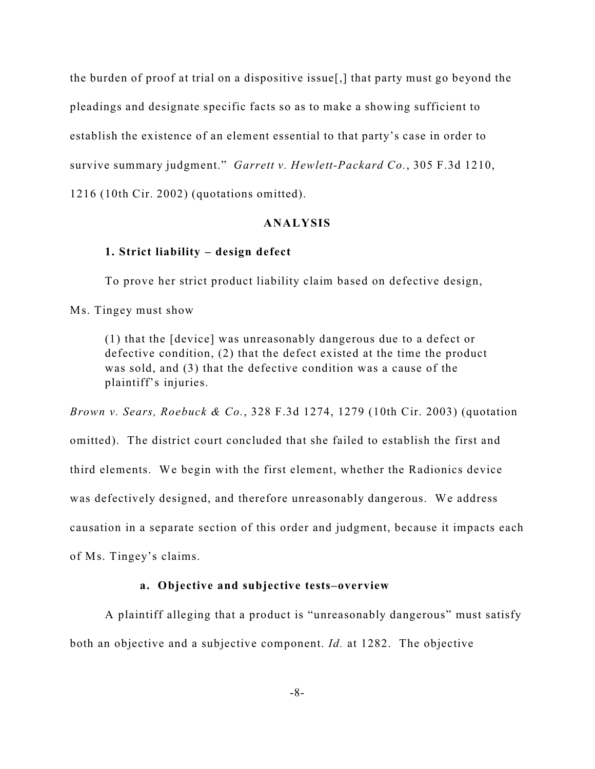the burden of proof at trial on a dispositive issue[,] that party must go beyond the pleadings and designate specific facts so as to make a showing sufficient to establish the existence of an element essential to that party's case in order to survive summary judgment." *Garrett v. Hewlett-Packard Co.*, 305 F.3d 1210, 1216 (10th Cir. 2002) (quotations omitted).

## ANALYSIS

### 1. Strict liability – design defect

To prove her strict product liability claim based on defective design, Ms. Tingey must show

> (1) that the [device] was unreasonably dangerous due to a defect or defective condition, (2) that the defect existed at the time the product was sold, and (3) that the defective condition was a cause of the plaintiff's injuries.

*Brown v. Sears, Roebuck & Co.*, 328 F.3d 1274, 1279 (10th Cir. 2003) (quotation omitted). The district court concluded that she failed to establish the first and third elements. We begin with the first element, whether the Radionics device was defectively designed, and therefore unreasonably dangerous. We address causation in a separate section of this order and judgment, because it impacts each of Ms. Tingey's claims.

#### a. Objective and subjective tests–overview

A plaintiff alleging that a product is "unreasonably dangerous" must satisfy both an objective and a subjective component. *Id.* at 1282. The objective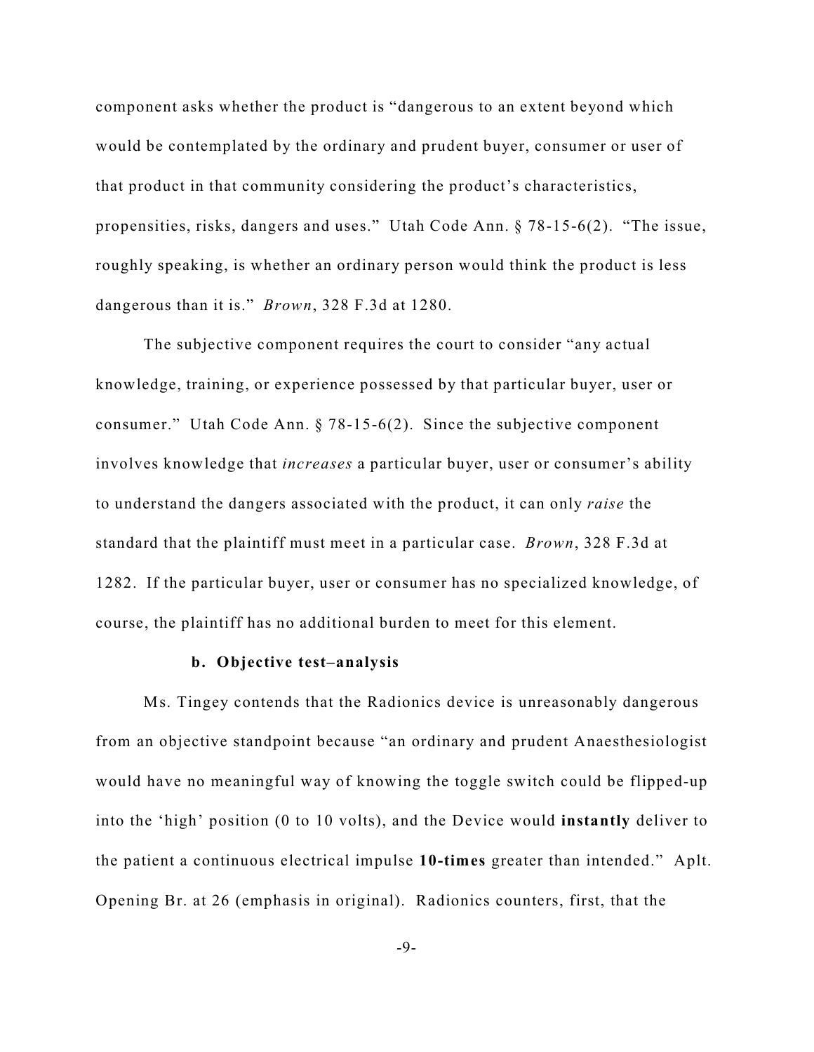component asks whether the product is "dangerous to an extent beyond which would be contemplated by the ordinary and prudent buyer, consumer or user of that product in that community considering the product's characteristics, propensities, risks, dangers and uses." Utah Code Ann. § 78-15-6(2). "The issue, roughly speaking, is whether an ordinary person would think the product is less dangerous than it is." *Brown*, 328 F.3d at 1280.

The subjective component requires the court to consider "any actual knowledge, training, or experience possessed by that particular buyer, user or consumer." Utah Code Ann. § 78-15-6(2). Since the subjective component involves knowledge that *increases* a particular buyer, user or consumer's ability to understand the dangers associated with the product, it can only *raise* the standard that the plaintiff must meet in a particular case. *Brown*, 328 F.3d at 1282. If the particular buyer, user or consumer has no specialized knowledge, of course, the plaintiff has no additional burden to meet for this element.

#### b. Objective test–analysis

Ms. Tingey contends that the Radionics device is unreasonably dangerous from an objective standpoint because "an ordinary and prudent Anaesthesiologist would have no meaningful way of knowing the toggle switch could be flipped-up into the 'high' position (0 to 10 volts), and the Device would **instantly** deliver to the patient a continuous electrical impulse **10-times** greater than intended." Aplt. Opening Br. at 26 (emphasis in original). Radionics counters, first, that the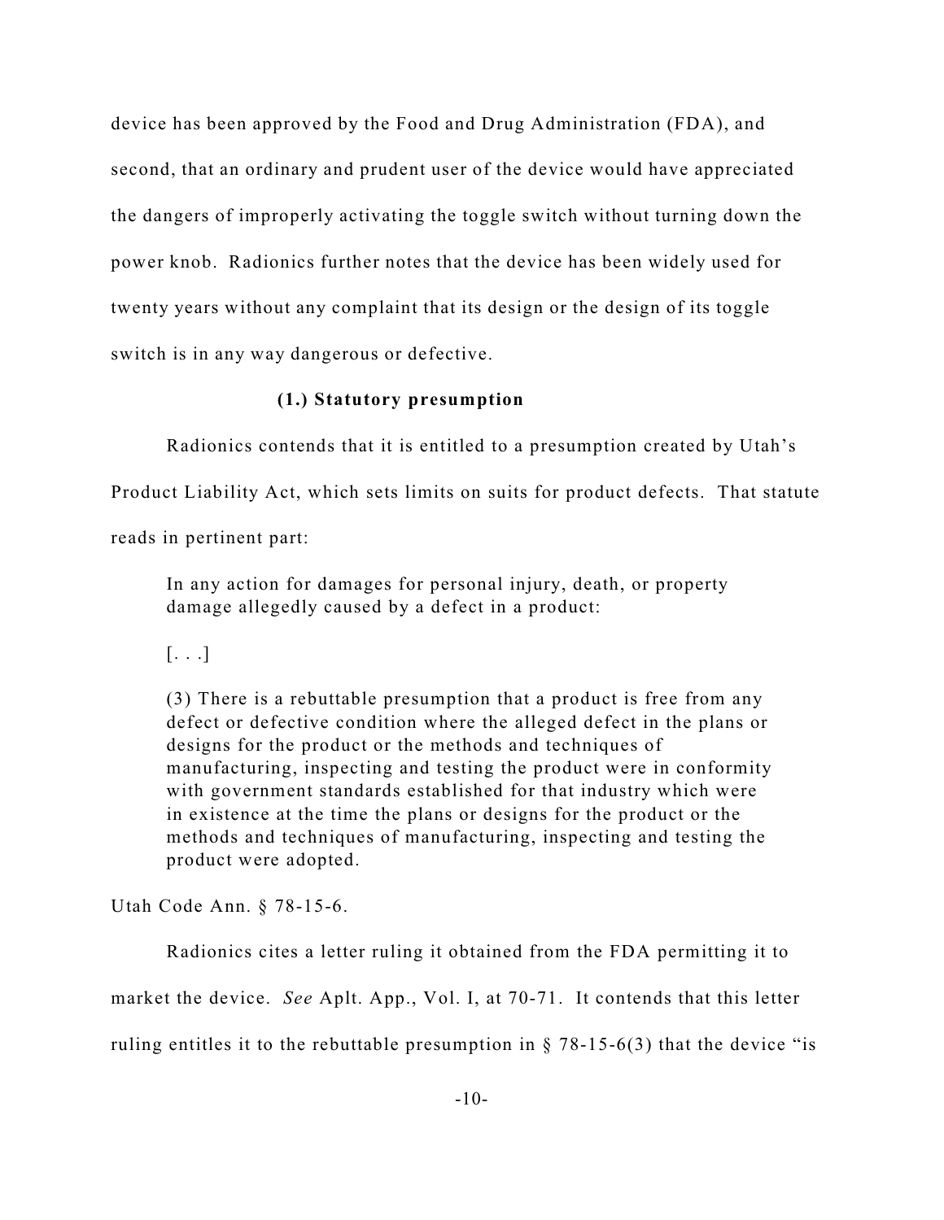device has been approved by the Food and Drug Administration (FDA), and second, that an ordinary and prudent user of the device would have appreciated the dangers of improperly activating the toggle switch without turning down the power knob. Radionics further notes that the device has been widely used for twenty years without any complaint that its design or the design of its toggle switch is in any way dangerous or defective.

**(1.) Statutory presumption**

Radionics contends that it is entitled to a presumption created by Utah's Product Liability Act, which sets limits on suits for product defects. That statute reads in pertinent part:

> In any action for damages for personal injury, death, or property damage allegedly caused by a defect in a product:
>
> [. . .]
>
> (3) There is a rebuttable presumption that a product is free from any defect or defective condition where the alleged defect in the plans or designs for the product or the methods and techniques of manufacturing, inspecting and testing the product were in conformity with government standards established for that industry which were in existence at the time the plans or designs for the product or the methods and techniques of manufacturing, inspecting and testing the product were adopted.

Utah Code Ann. § 78-15-6.

Radionics cites a letter ruling it obtained from the FDA permitting it to market the device. *See* Aplt. App., Vol. I, at 70-71. It contends that this letter ruling entitles it to the rebuttable presumption in § 78-15-6(3) that the device "is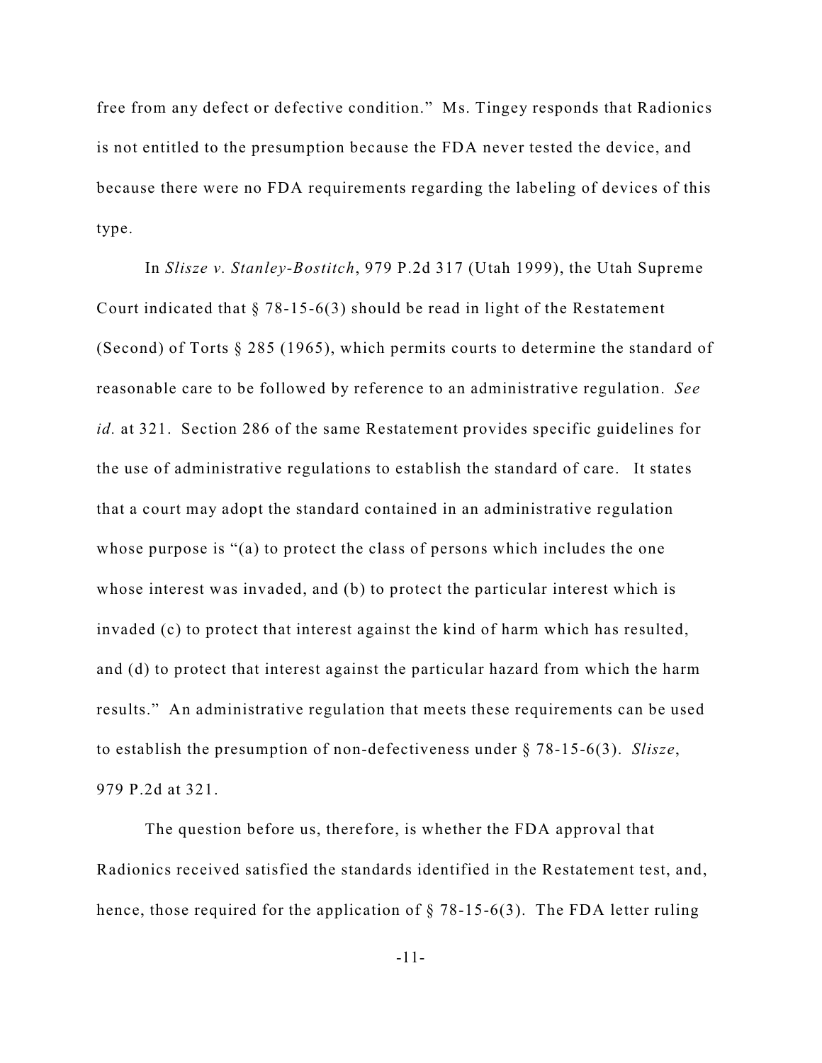free from any defect or defective condition." Ms. Tingey responds that Radionics is not entitled to the presumption because the FDA never tested the device, and because there were no FDA requirements regarding the labeling of devices of this type.

In *Slisze v. Stanley-Bostitch*, 979 P.2d 317 (Utah 1999), the Utah Supreme Court indicated that § 78-15-6(3) should be read in light of the Restatement (Second) of Torts § 285 (1965), which permits courts to determine the standard of reasonable care to be followed by reference to an administrative regulation. *See id.* at 321. Section 286 of the same Restatement provides specific guidelines for the use of administrative regulations to establish the standard of care. It states that a court may adopt the standard contained in an administrative regulation whose purpose is "(a) to protect the class of persons which includes the one whose interest was invaded, and (b) to protect the particular interest which is invaded (c) to protect that interest against the kind of harm which has resulted, and (d) to protect that interest against the particular hazard from which the harm results." An administrative regulation that meets these requirements can be used to establish the presumption of non-defectiveness under § 78-15-6(3). *Slisze*, 979 P.2d at 321.

The question before us, therefore, is whether the FDA approval that Radionics received satisfied the standards identified in the Restatement test, and, hence, those required for the application of § 78-15-6(3). The FDA letter ruling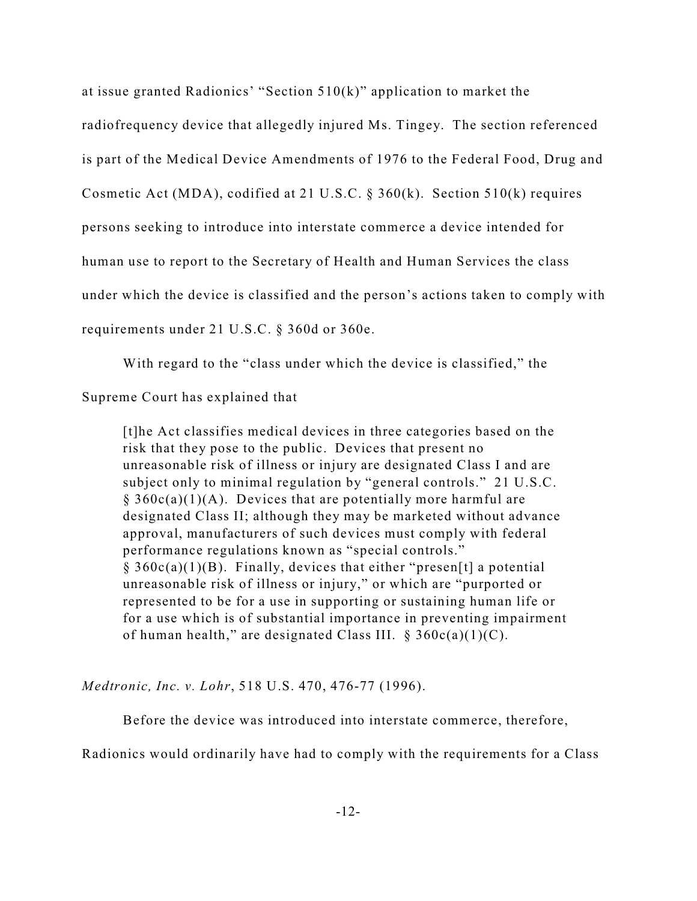at issue granted Radionics' "Section 510(k)" application to market the radiofrequency device that allegedly injured Ms. Tingey. The section referenced is part of the Medical Device Amendments of 1976 to the Federal Food, Drug and Cosmetic Act (MDA), codified at 21 U.S.C. § 360(k). Section 510(k) requires persons seeking to introduce into interstate commerce a device intended for human use to report to the Secretary of Health and Human Services the class under which the device is classified and the person's actions taken to comply with requirements under 21 U.S.C. § 360d or 360e.

With regard to the "class under which the device is classified," the Supreme Court has explained that

> [t]he Act classifies medical devices in three categories based on the risk that they pose to the public. Devices that present no unreasonable risk of illness or injury are designated Class I and are subject only to minimal regulation by "general controls." 21 U.S.C. § 360c(a)(1)(A). Devices that are potentially more harmful are designated Class II; although they may be marketed without advance approval, manufacturers of such devices must comply with federal performance regulations known as "special controls." § 360c(a)(1)(B). Finally, devices that either "presen[t] a potential unreasonable risk of illness or injury," or which are "purported or represented to be for a use in supporting or sustaining human life or for a use which is of substantial importance in preventing impairment of human health," are designated Class III. § 360c(a)(1)(C).

*Medtronic, Inc. v. Lohr*, 518 U.S. 470, 476-77 (1996).

Before the device was introduced into interstate commerce, therefore, Radionics would ordinarily have had to comply with the requirements for a Class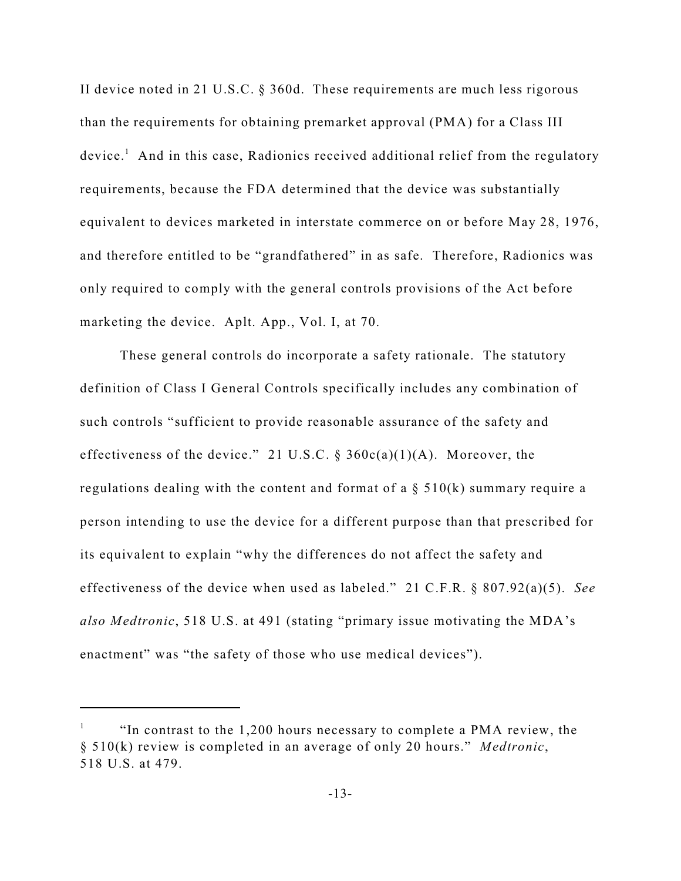II device noted in 21 U.S.C. § 360d. These requirements are much less rigorous than the requirements for obtaining premarket approval (PMA) for a Class III device.[1] And in this case, Radionics received additional relief from the regulatory requirements, because the FDA determined that the device was substantially equivalent to devices marketed in interstate commerce on or before May 28, 1976, and therefore entitled to be "grandfathered" in as safe. Therefore, Radionics was only required to comply with the general controls provisions of the Act before marketing the device. Aplt. App., Vol. I, at 70.

These general controls do incorporate a safety rationale. The statutory definition of Class I General Controls specifically includes any combination of such controls "sufficient to provide reasonable assurance of the safety and effectiveness of the device." 21 U.S.C. § 360c(a)(1)(A). Moreover, the regulations dealing with the content and format of a § 510(k) summary require a person intending to use the device for a different purpose than that prescribed for its equivalent to explain "why the differences do not affect the safety and effectiveness of the device when used as labeled." 21 C.F.R. § 807.92(a)(5). *See also Medtronic*, 518 U.S. at 491 (stating "primary issue motivating the MDA's enactment" was "the safety of those who use medical devices").

---

[1] "In contrast to the 1,200 hours necessary to complete a PMA review, the § 510(k) review is completed in an average of only 20 hours." *Medtronic*, 518 U.S. at 479.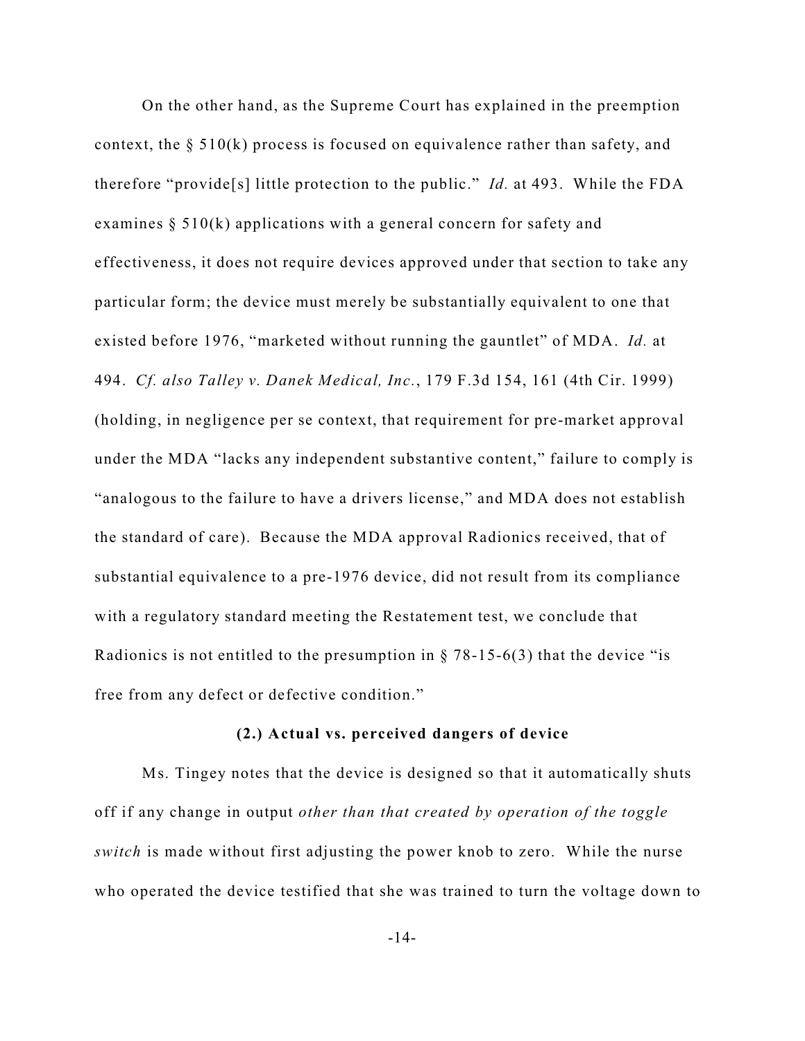On the other hand, as the Supreme Court has explained in the preemption context, the § 510(k) process is focused on equivalence rather than safety, and therefore "provide[s] little protection to the public." *Id.* at 493. While the FDA examines § 510(k) applications with a general concern for safety and effectiveness, it does not require devices approved under that section to take any particular form; the device must merely be substantially equivalent to one that existed before 1976, "marketed without running the gauntlet" of MDA. *Id.* at 494. *Cf. also Talley v. Danek Medical, Inc.*, 179 F.3d 154, 161 (4th Cir. 1999) (holding, in negligence per se context, that requirement for pre-market approval under the MDA "lacks any independent substantive content," failure to comply is "analogous to the failure to have a drivers license," and MDA does not establish the standard of care). Because the MDA approval Radionics received, that of substantial equivalence to a pre-1976 device, did not result from its compliance with a regulatory standard meeting the Restatement test, we conclude that Radionics is not entitled to the presumption in § 78-15-6(3) that the device "is free from any defect or defective condition."

**(2.) Actual vs. perceived dangers of device**

Ms. Tingey notes that the device is designed so that it automatically shuts off if any change in output *other than that created by operation of the toggle switch* is made without first adjusting the power knob to zero. While the nurse who operated the device testified that she was trained to turn the voltage down to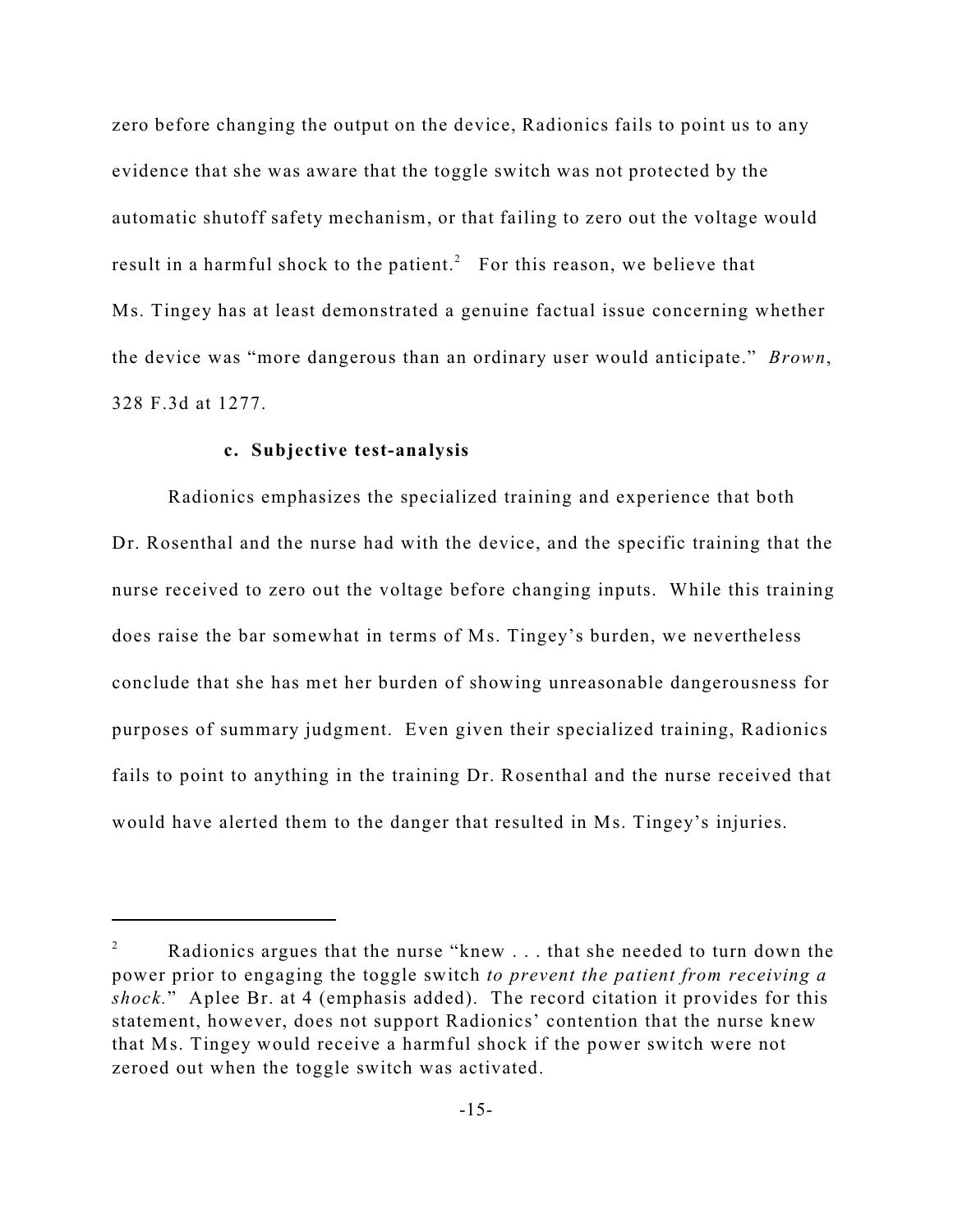zero before changing the output on the device, Radionics fails to point us to any evidence that she was aware that the toggle switch was not protected by the automatic shutoff safety mechanism, or that failing to zero out the voltage would result in a harmful shock to the patient.[2] For this reason, we believe that Ms. Tingey has at least demonstrated a genuine factual issue concerning whether the device was "more dangerous than an ordinary user would anticipate." *Brown*, 328 F.3d at 1277.

**c. Subjective test-analysis**

Radionics emphasizes the specialized training and experience that both Dr. Rosenthal and the nurse had with the device, and the specific training that the nurse received to zero out the voltage before changing inputs. While this training does raise the bar somewhat in terms of Ms. Tingey's burden, we nevertheless conclude that she has met her burden of showing unreasonable dangerousness for purposes of summary judgment. Even given their specialized training, Radionics fails to point to anything in the training Dr. Rosenthal and the nurse received that would have alerted them to the danger that resulted in Ms. Tingey's injuries.

---

[2] Radionics argues that the nurse "knew . . . that she needed to turn down the power prior to engaging the toggle switch *to prevent the patient from receiving a shock.*" Aplee Br. at 4 (emphasis added). The record citation it provides for this statement, however, does not support Radionics' contention that the nurse knew that Ms. Tingey would receive a harmful shock if the power switch were not zeroed out when the toggle switch was activated.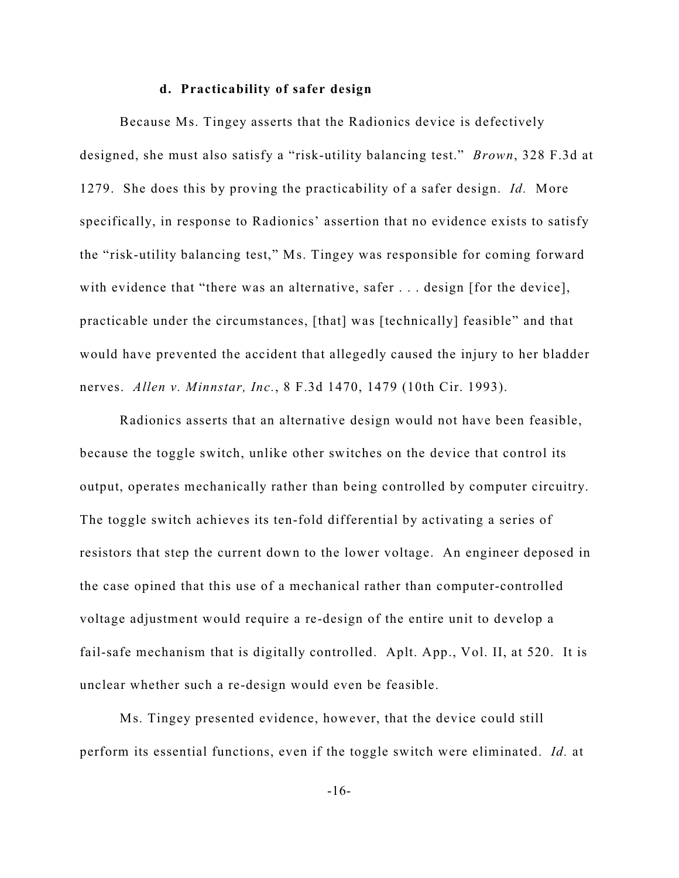#### d. Practicability of safer design

Because Ms. Tingey asserts that the Radionics device is defectively designed, she must also satisfy a "risk-utility balancing test." *Brown*, 328 F.3d at 1279. She does this by proving the practicability of a safer design. *Id.* More specifically, in response to Radionics' assertion that no evidence exists to satisfy the "risk-utility balancing test," Ms. Tingey was responsible for coming forward with evidence that "there was an alternative, safer . . . design [for the device], practicable under the circumstances, [that] was [technically] feasible" and that would have prevented the accident that allegedly caused the injury to her bladder nerves. *Allen v. Minnstar, Inc.*, 8 F.3d 1470, 1479 (10th Cir. 1993).

Radionics asserts that an alternative design would not have been feasible, because the toggle switch, unlike other switches on the device that control its output, operates mechanically rather than being controlled by computer circuitry. The toggle switch achieves its ten-fold differential by activating a series of resistors that step the current down to the lower voltage. An engineer deposed in the case opined that this use of a mechanical rather than computer-controlled voltage adjustment would require a re-design of the entire unit to develop a fail-safe mechanism that is digitally controlled. Aplt. App., Vol. II, at 520. It is unclear whether such a re-design would even be feasible.

Ms. Tingey presented evidence, however, that the device could still perform its essential functions, even if the toggle switch were eliminated. *Id.* at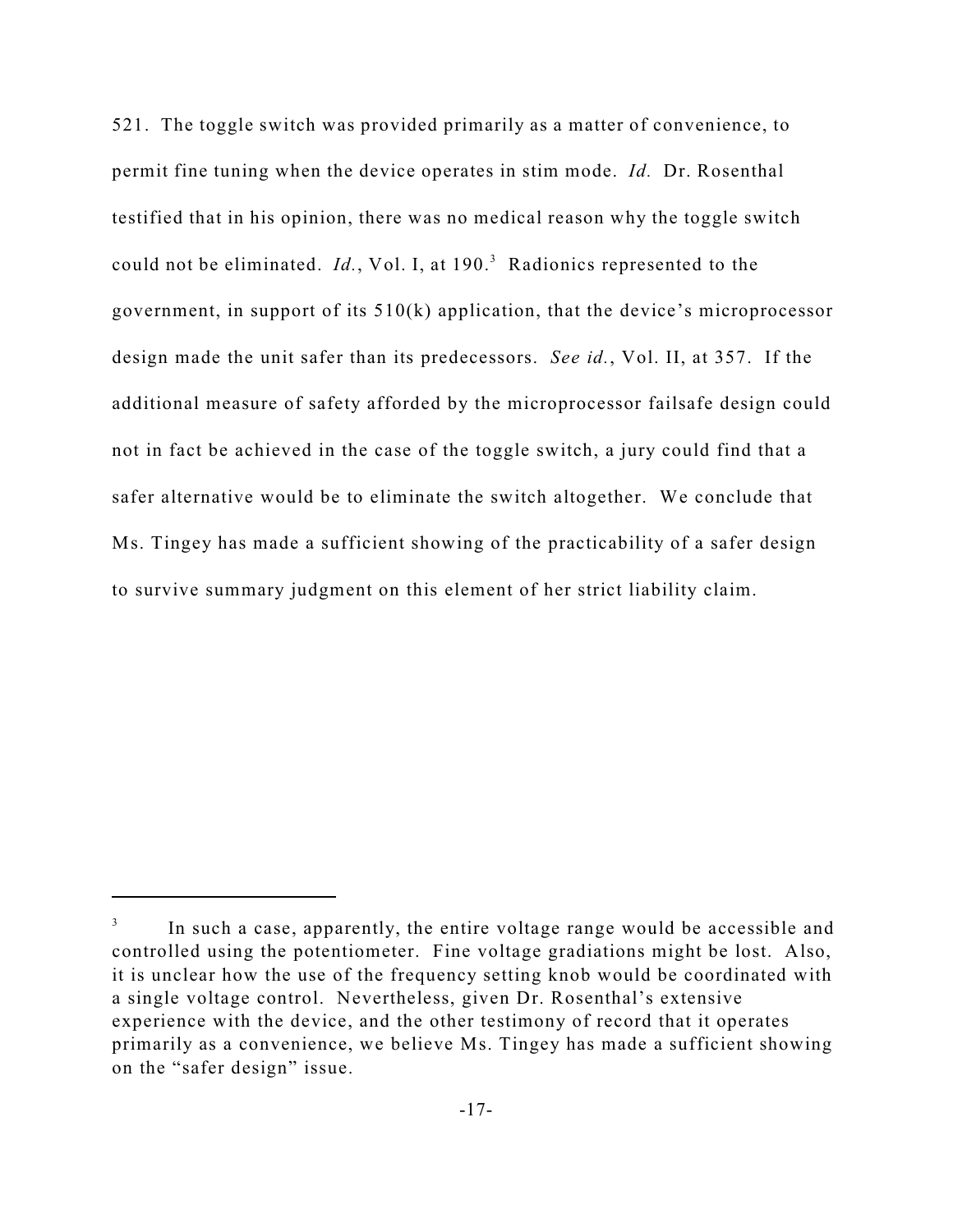521. The toggle switch was provided primarily as a matter of convenience, to permit fine tuning when the device operates in stim mode. *Id.* Dr. Rosenthal testified that in his opinion, there was no medical reason why the toggle switch could not be eliminated. *Id.*, Vol. I, at 190.[3] Radionics represented to the government, in support of its 510(k) application, that the device's microprocessor design made the unit safer than its predecessors. *See id.*, Vol. II, at 357. If the additional measure of safety afforded by the microprocessor failsafe design could not in fact be achieved in the case of the toggle switch, a jury could find that a safer alternative would be to eliminate the switch altogether. We conclude that Ms. Tingey has made a sufficient showing of the practicability of a safer design to survive summary judgment on this element of her strict liability claim.

---

[3] In such a case, apparently, the entire voltage range would be accessible and controlled using the potentiometer. Fine voltage gradiations might be lost. Also, it is unclear how the use of the frequency setting knob would be coordinated with a single voltage control. Nevertheless, given Dr. Rosenthal's extensive experience with the device, and the other testimony of record that it operates primarily as a convenience, we believe Ms. Tingey has made a sufficient showing on the "safer design" issue.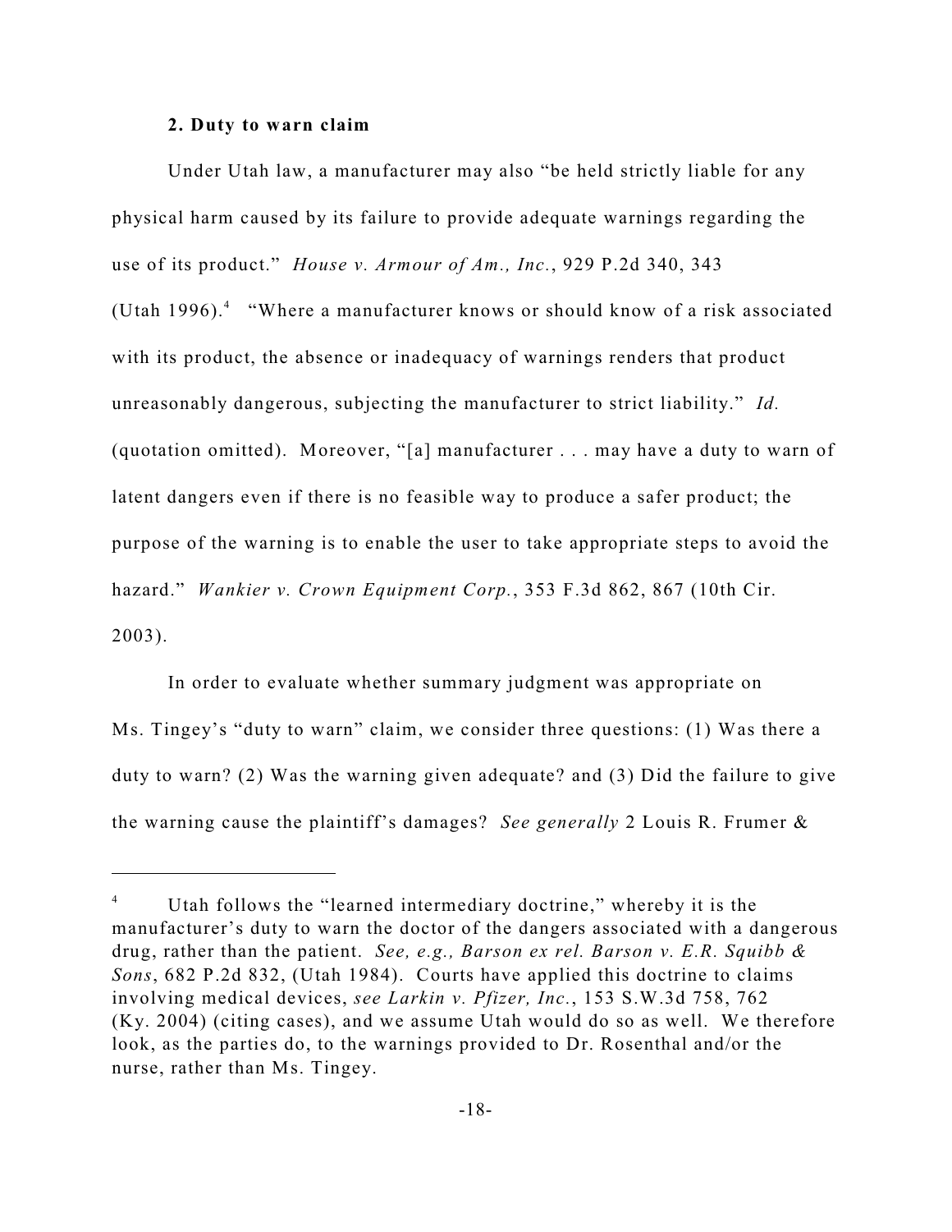**2. Duty to warn claim**

Under Utah law, a manufacturer may also "be held strictly liable for any physical harm caused by its failure to provide adequate warnings regarding the use of its product." *House v. Armour of Am., Inc.*, 929 P.2d 340, 343 (Utah 1996).[4] "Where a manufacturer knows or should know of a risk associated with its product, the absence or inadequacy of warnings renders that product unreasonably dangerous, subjecting the manufacturer to strict liability." *Id.* (quotation omitted). Moreover, "[a] manufacturer . . . may have a duty to warn of latent dangers even if there is no feasible way to produce a safer product; the purpose of the warning is to enable the user to take appropriate steps to avoid the hazard." *Wankier v. Crown Equipment Corp.*, 353 F.3d 862, 867 (10th Cir. 2003).

In order to evaluate whether summary judgment was appropriate on Ms. Tingey's "duty to warn" claim, we consider three questions: (1) Was there a duty to warn? (2) Was the warning given adequate? and (3) Did the failure to give the warning cause the plaintiff's damages? *See generally* 2 Louis R. Frumer &

---

[4] Utah follows the "learned intermediary doctrine," whereby it is the manufacturer's duty to warn the doctor of the dangers associated with a dangerous drug, rather than the patient. *See, e.g., Barson ex rel. Barson v. E.R. Squibb & Sons*, 682 P.2d 832, (Utah 1984). Courts have applied this doctrine to claims involving medical devices, *see Larkin v. Pfizer, Inc.*, 153 S.W.3d 758, 762 (Ky. 2004) (citing cases), and we assume Utah would do so as well. We therefore look, as the parties do, to the warnings provided to Dr. Rosenthal and/or the nurse, rather than Ms. Tingey.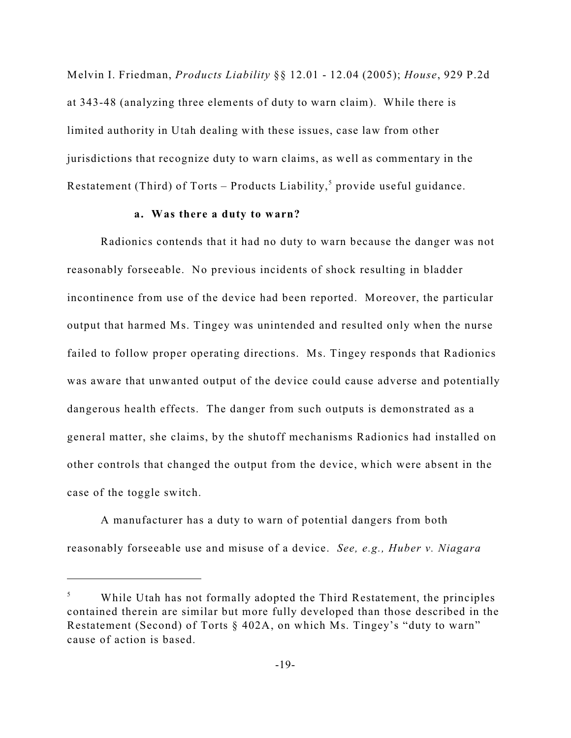Melvin I. Friedman, *Products Liability* §§ 12.01 - 12.04 (2005); *House*, 929 P.2d at 343-48 (analyzing three elements of duty to warn claim). While there is limited authority in Utah dealing with these issues, case law from other jurisdictions that recognize duty to warn claims, as well as commentary in the Restatement (Third) of Torts – Products Liability,[5] provide useful guidance.

**a. Was there a duty to warn?**

Radionics contends that it had no duty to warn because the danger was not reasonably forseeable. No previous incidents of shock resulting in bladder incontinence from use of the device had been reported. Moreover, the particular output that harmed Ms. Tingey was unintended and resulted only when the nurse failed to follow proper operating directions. Ms. Tingey responds that Radionics was aware that unwanted output of the device could cause adverse and potentially dangerous health effects. The danger from such outputs is demonstrated as a general matter, she claims, by the shutoff mechanisms Radionics had installed on other controls that changed the output from the device, which were absent in the case of the toggle switch.

A manufacturer has a duty to warn of potential dangers from both reasonably forseeable use and misuse of a device. *See, e.g., Huber v. Niagara*

[5] While Utah has not formally adopted the Third Restatement, the principles contained therein are similar but more fully developed than those described in the Restatement (Second) of Torts § 402A, on which Ms. Tingey's "duty to warn" cause of action is based.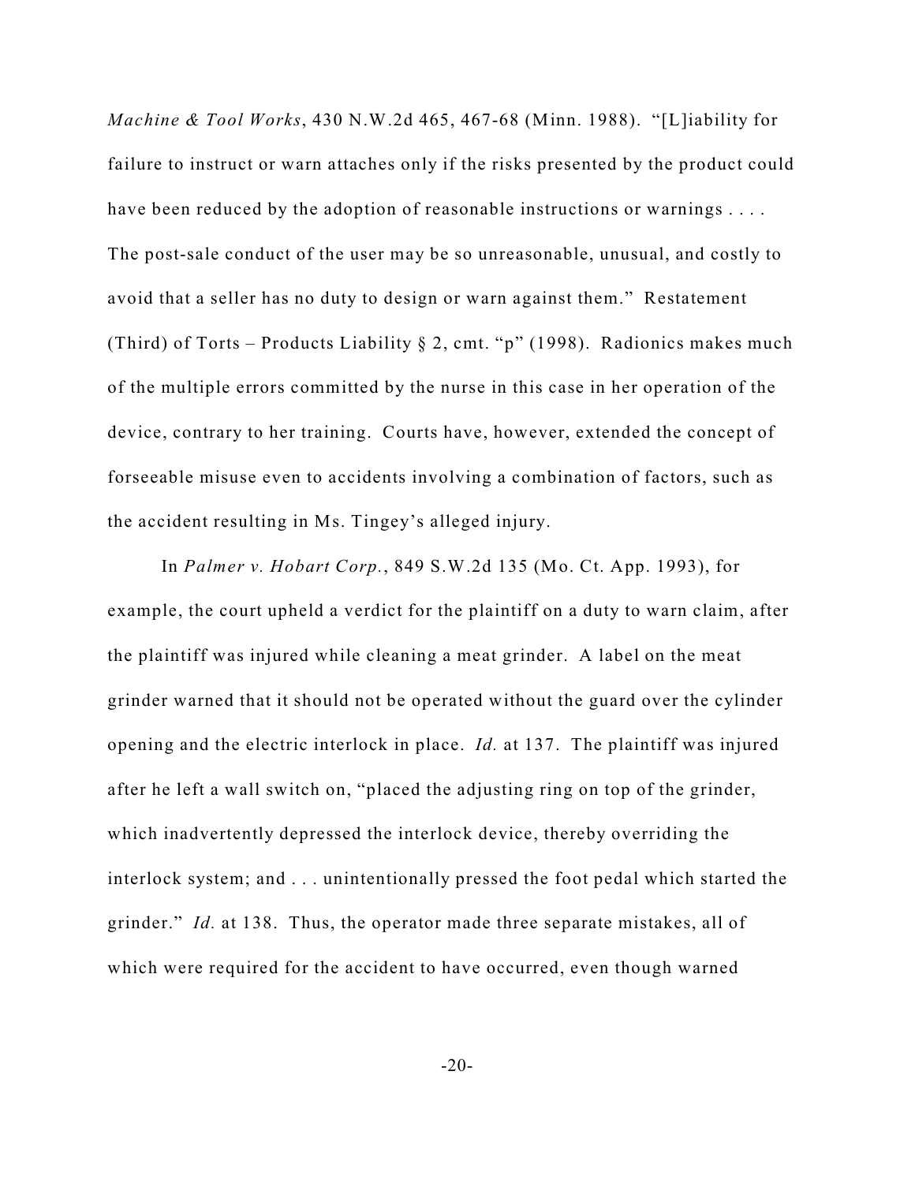*Machine & Tool Works*, 430 N.W.2d 465, 467-68 (Minn. 1988). "[L]iability for failure to instruct or warn attaches only if the risks presented by the product could have been reduced by the adoption of reasonable instructions or warnings . . . . The post-sale conduct of the user may be so unreasonable, unusual, and costly to avoid that a seller has no duty to design or warn against them." Restatement (Third) of Torts – Products Liability § 2, cmt. "p" (1998). Radionics makes much of the multiple errors committed by the nurse in this case in her operation of the device, contrary to her training. Courts have, however, extended the concept of forseeable misuse even to accidents involving a combination of factors, such as the accident resulting in Ms. Tingey's alleged injury.

In *Palmer v. Hobart Corp.*, 849 S.W.2d 135 (Mo. Ct. App. 1993), for example, the court upheld a verdict for the plaintiff on a duty to warn claim, after the plaintiff was injured while cleaning a meat grinder. A label on the meat grinder warned that it should not be operated without the guard over the cylinder opening and the electric interlock in place. *Id.* at 137. The plaintiff was injured after he left a wall switch on, "placed the adjusting ring on top of the grinder, which inadvertently depressed the interlock device, thereby overriding the interlock system; and . . . unintentionally pressed the foot pedal which started the grinder." *Id.* at 138. Thus, the operator made three separate mistakes, all of which were required for the accident to have occurred, even though warned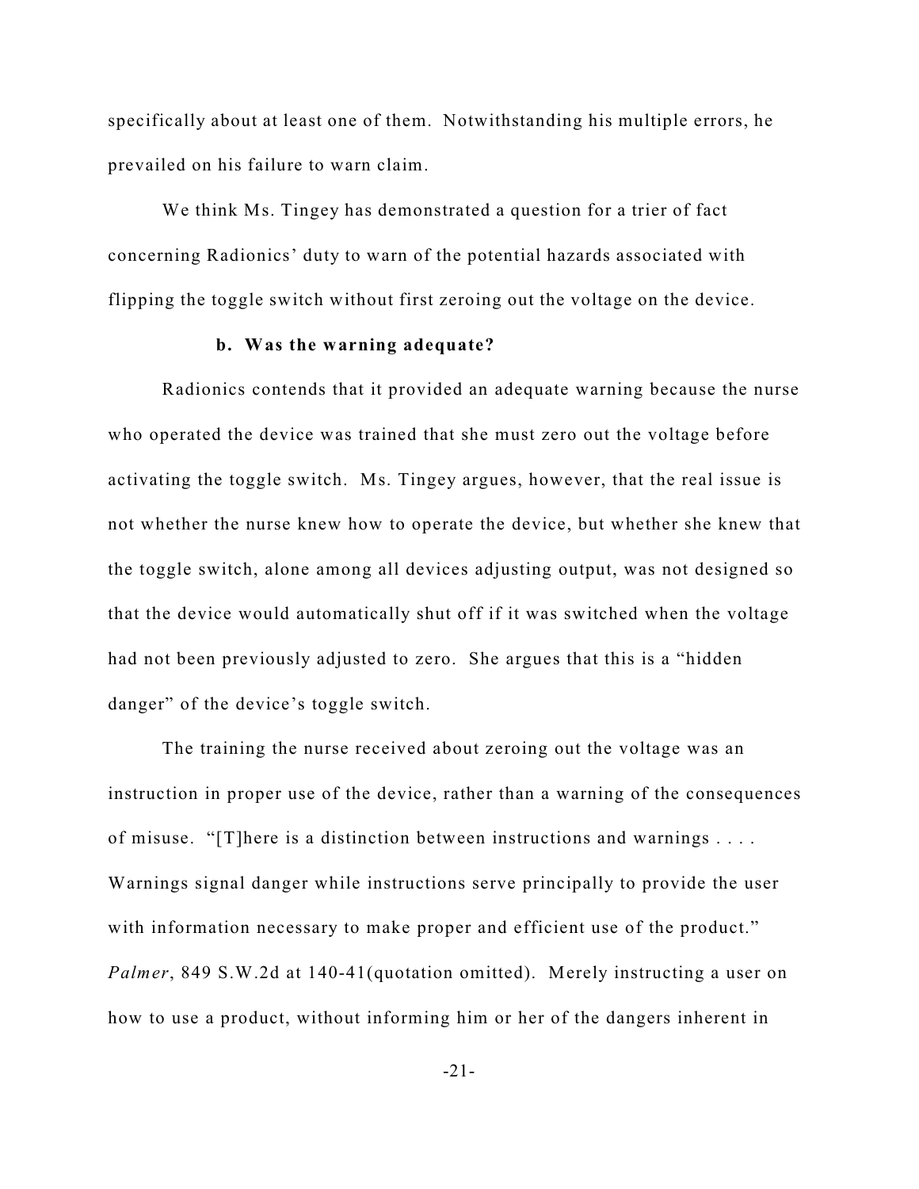specifically about at least one of them. Notwithstanding his multiple errors, he prevailed on his failure to warn claim.

We think Ms. Tingey has demonstrated a question for a trier of fact concerning Radionics' duty to warn of the potential hazards associated with flipping the toggle switch without first zeroing out the voltage on the device.

**b. Was the warning adequate?**

Radionics contends that it provided an adequate warning because the nurse who operated the device was trained that she must zero out the voltage before activating the toggle switch. Ms. Tingey argues, however, that the real issue is not whether the nurse knew how to operate the device, but whether she knew that the toggle switch, alone among all devices adjusting output, was not designed so that the device would automatically shut off if it was switched when the voltage had not been previously adjusted to zero. She argues that this is a "hidden danger" of the device's toggle switch.

The training the nurse received about zeroing out the voltage was an instruction in proper use of the device, rather than a warning of the consequences of misuse. "[T]here is a distinction between instructions and warnings . . . . Warnings signal danger while instructions serve principally to provide the user with information necessary to make proper and efficient use of the product." *Palmer*, 849 S.W.2d at 140-41(quotation omitted). Merely instructing a user on how to use a product, without informing him or her of the dangers inherent in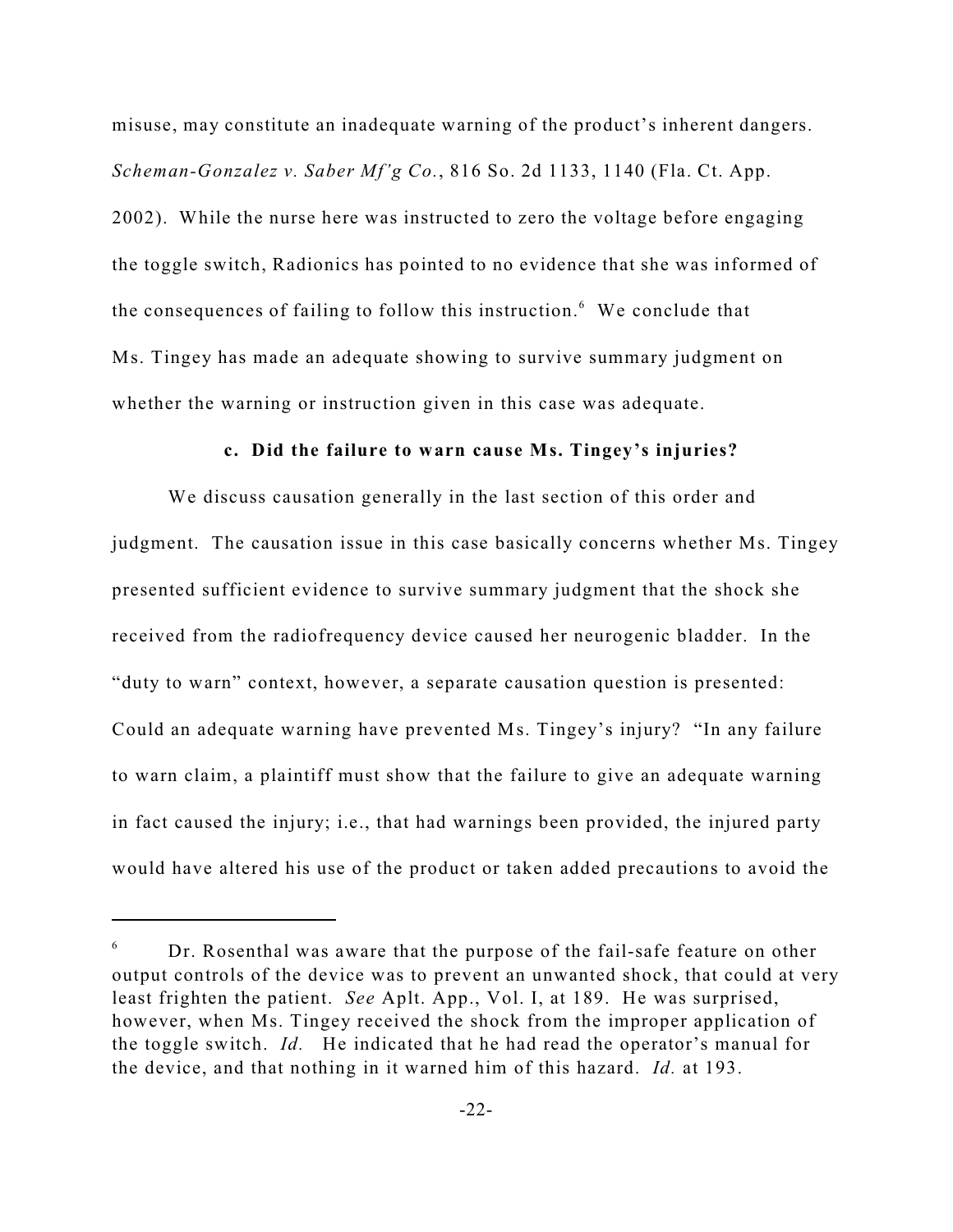misuse, may constitute an inadequate warning of the product's inherent dangers. *Scheman-Gonzalez v. Saber Mf'g Co.*, 816 So. 2d 1133, 1140 (Fla. Ct. App. 2002). While the nurse here was instructed to zero the voltage before engaging the toggle switch, Radionics has pointed to no evidence that she was informed of the consequences of failing to follow this instruction.[6] We conclude that Ms. Tingey has made an adequate showing to survive summary judgment on whether the warning or instruction given in this case was adequate.

**c. Did the failure to warn cause Ms. Tingey's injuries?**

We discuss causation generally in the last section of this order and judgment. The causation issue in this case basically concerns whether Ms. Tingey presented sufficient evidence to survive summary judgment that the shock she received from the radiofrequency device caused her neurogenic bladder. In the "duty to warn" context, however, a separate causation question is presented: Could an adequate warning have prevented Ms. Tingey's injury? "In any failure to warn claim, a plaintiff must show that the failure to give an adequate warning in fact caused the injury; i.e., that had warnings been provided, the injured party would have altered his use of the product or taken added precautions to avoid the

---

[6] Dr. Rosenthal was aware that the purpose of the fail-safe feature on other output controls of the device was to prevent an unwanted shock, that could at very least frighten the patient. *See* Aplt. App., Vol. I, at 189. He was surprised, however, when Ms. Tingey received the shock from the improper application of the toggle switch. *Id.* He indicated that he had read the operator's manual for the device, and that nothing in it warned him of this hazard. *Id.* at 193.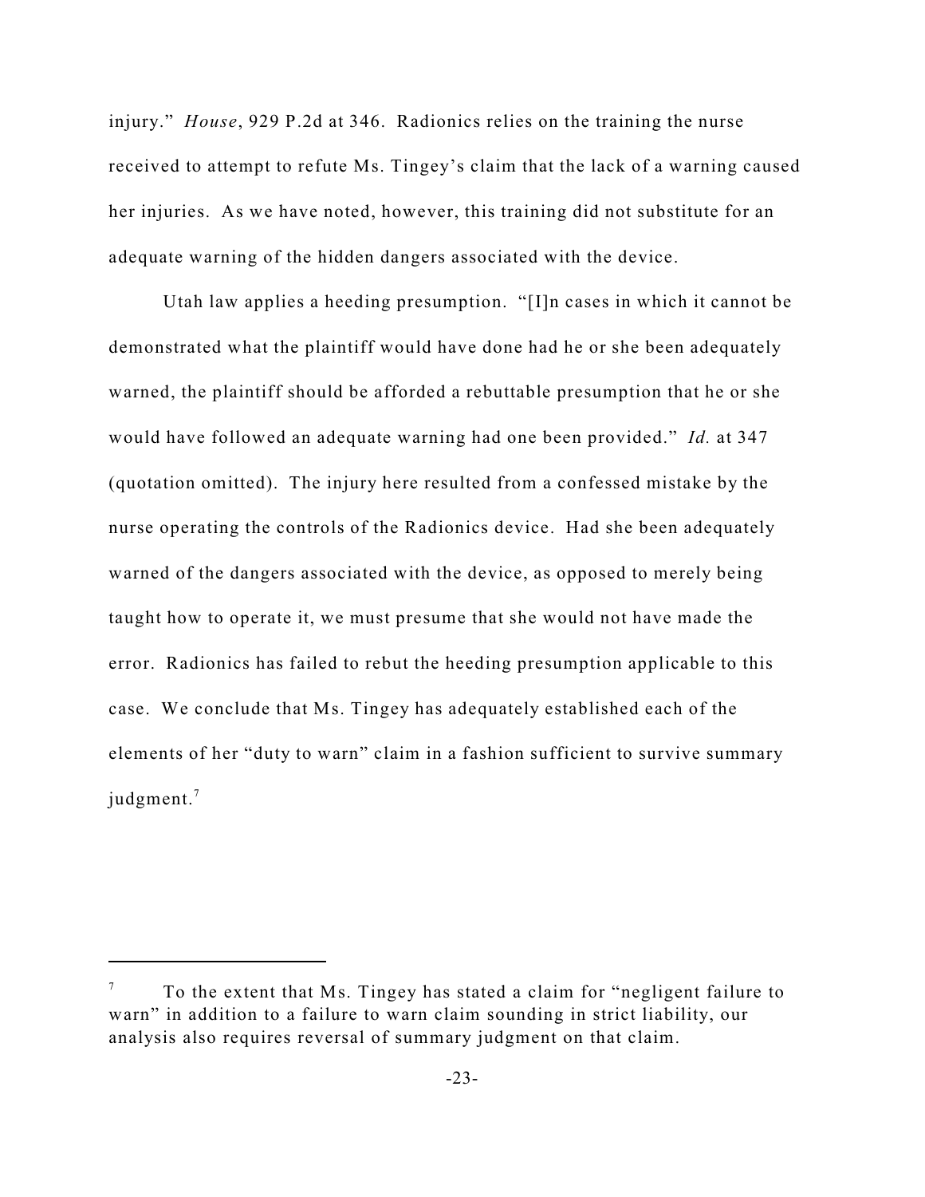injury." *House*, 929 P.2d at 346. Radionics relies on the training the nurse received to attempt to refute Ms. Tingey's claim that the lack of a warning caused her injuries. As we have noted, however, this training did not substitute for an adequate warning of the hidden dangers associated with the device.

Utah law applies a heeding presumption. "[I]n cases in which it cannot be demonstrated what the plaintiff would have done had he or she been adequately warned, the plaintiff should be afforded a rebuttable presumption that he or she would have followed an adequate warning had one been provided." *Id.* at 347 (quotation omitted). The injury here resulted from a confessed mistake by the nurse operating the controls of the Radionics device. Had she been adequately warned of the dangers associated with the device, as opposed to merely being taught how to operate it, we must presume that she would not have made the error. Radionics has failed to rebut the heeding presumption applicable to this case. We conclude that Ms. Tingey has adequately established each of the elements of her "duty to warn" claim in a fashion sufficient to survive summary judgment.[7]

---

[7] To the extent that Ms. Tingey has stated a claim for "negligent failure to warn" in addition to a failure to warn claim sounding in strict liability, our analysis also requires reversal of summary judgment on that claim.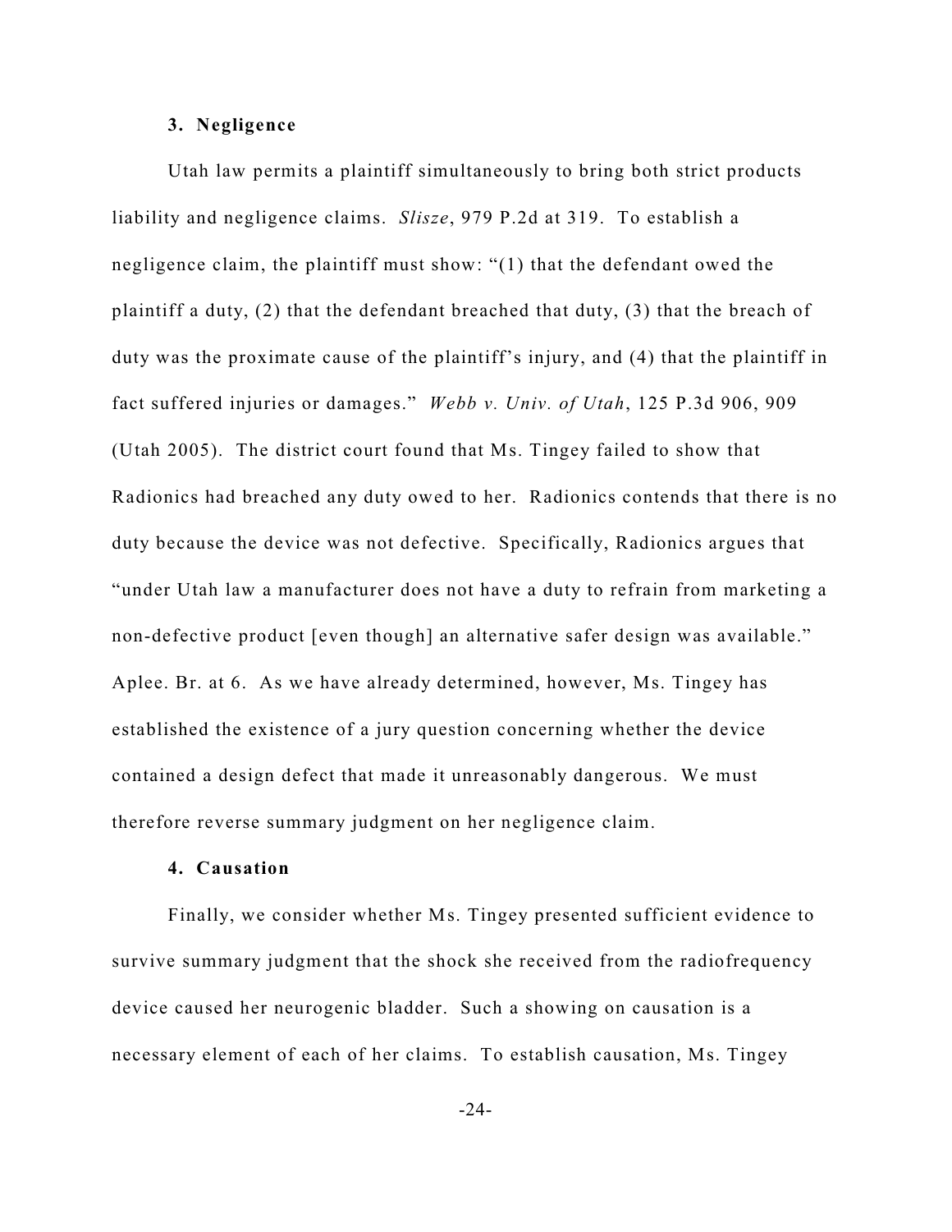**3. Negligence**

Utah law permits a plaintiff simultaneously to bring both strict products liability and negligence claims. *Slisze*, 979 P.2d at 319. To establish a negligence claim, the plaintiff must show: "(1) that the defendant owed the plaintiff a duty, (2) that the defendant breached that duty, (3) that the breach of duty was the proximate cause of the plaintiff's injury, and (4) that the plaintiff in fact suffered injuries or damages." *Webb v. Univ. of Utah*, 125 P.3d 906, 909 (Utah 2005). The district court found that Ms. Tingey failed to show that Radionics had breached any duty owed to her. Radionics contends that there is no duty because the device was not defective. Specifically, Radionics argues that "under Utah law a manufacturer does not have a duty to refrain from marketing a non-defective product [even though] an alternative safer design was available." Aplee. Br. at 6. As we have already determined, however, Ms. Tingey has established the existence of a jury question concerning whether the device contained a design defect that made it unreasonably dangerous. We must therefore reverse summary judgment on her negligence claim.

**4. Causation**

Finally, we consider whether Ms. Tingey presented sufficient evidence to survive summary judgment that the shock she received from the radiofrequency device caused her neurogenic bladder. Such a showing on causation is a necessary element of each of her claims. To establish causation, Ms. Tingey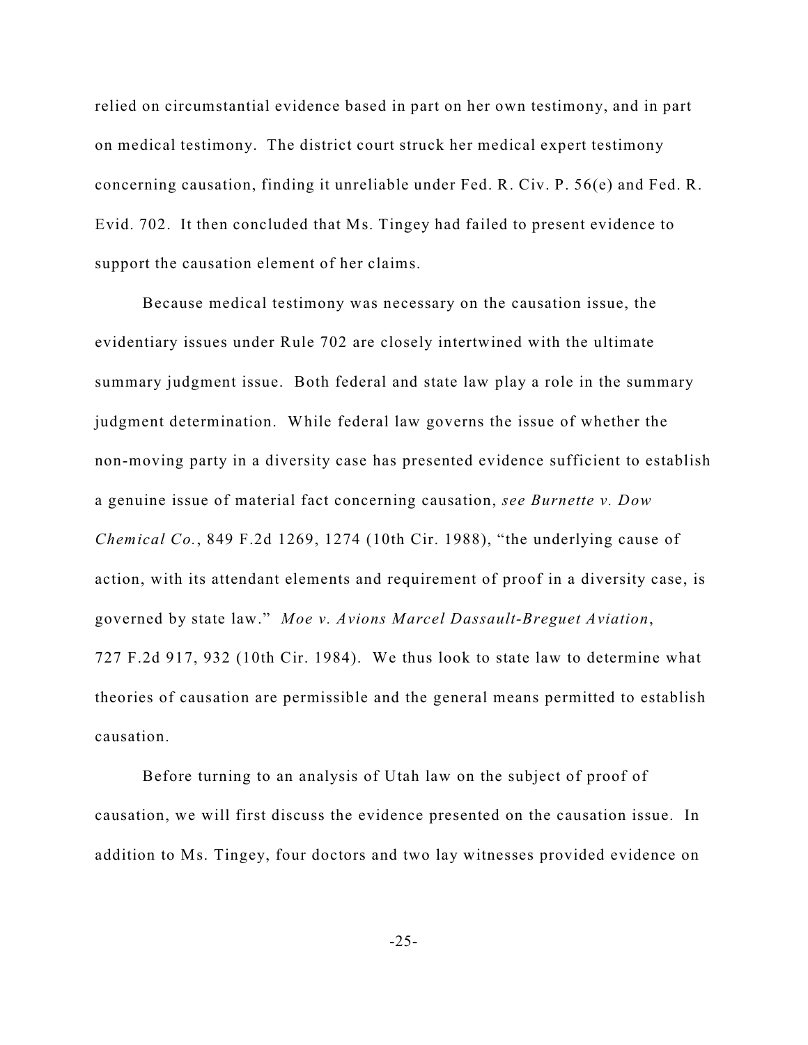relied on circumstantial evidence based in part on her own testimony, and in part on medical testimony. The district court struck her medical expert testimony concerning causation, finding it unreliable under Fed. R. Civ. P. 56(e) and Fed. R. Evid. 702. It then concluded that Ms. Tingey had failed to present evidence to support the causation element of her claims.

Because medical testimony was necessary on the causation issue, the evidentiary issues under Rule 702 are closely intertwined with the ultimate summary judgment issue. Both federal and state law play a role in the summary judgment determination. While federal law governs the issue of whether the non-moving party in a diversity case has presented evidence sufficient to establish a genuine issue of material fact concerning causation, *see Burnette v. Dow Chemical Co.*, 849 F.2d 1269, 1274 (10th Cir. 1988), "the underlying cause of action, with its attendant elements and requirement of proof in a diversity case, is governed by state law." *Moe v. Avions Marcel Dassault-Breguet Aviation*, 727 F.2d 917, 932 (10th Cir. 1984). We thus look to state law to determine what theories of causation are permissible and the general means permitted to establish causation.

Before turning to an analysis of Utah law on the subject of proof of causation, we will first discuss the evidence presented on the causation issue. In addition to Ms. Tingey, four doctors and two lay witnesses provided evidence on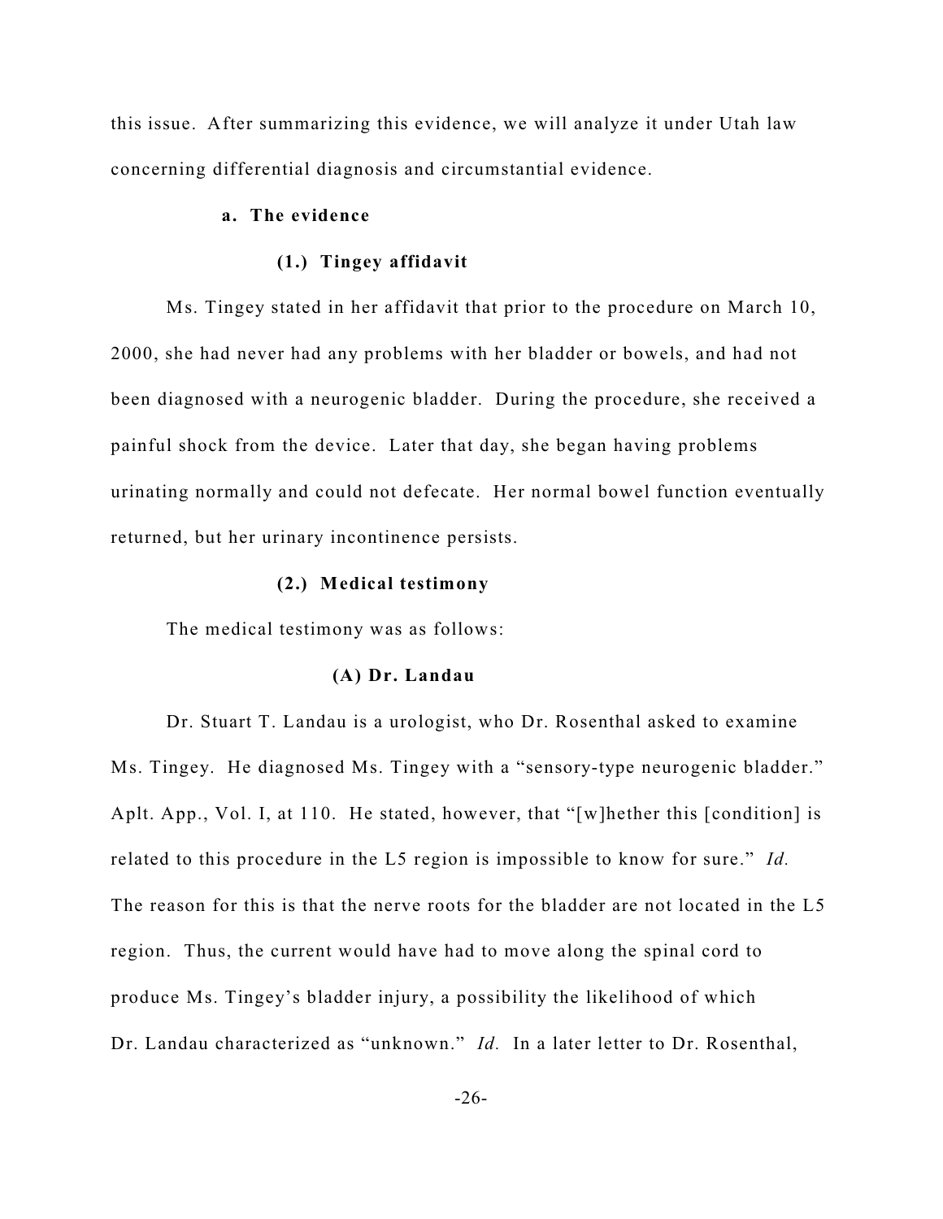this issue. After summarizing this evidence, we will analyze it under Utah law concerning differential diagnosis and circumstantial evidence.

**a. The evidence**

**(1.) Tingey affidavit**

Ms. Tingey stated in her affidavit that prior to the procedure on March 10, 2000, she had never had any problems with her bladder or bowels, and had not been diagnosed with a neurogenic bladder. During the procedure, she received a painful shock from the device. Later that day, she began having problems urinating normally and could not defecate. Her normal bowel function eventually returned, but her urinary incontinence persists.

**(2.) Medical testimony**

The medical testimony was as follows:

**(A) Dr. Landau**

Dr. Stuart T. Landau is a urologist, who Dr. Rosenthal asked to examine Ms. Tingey. He diagnosed Ms. Tingey with a "sensory-type neurogenic bladder." Aplt. App., Vol. I, at 110. He stated, however, that "[w]hether this [condition] is related to this procedure in the L5 region is impossible to know for sure." *Id.* The reason for this is that the nerve roots for the bladder are not located in the L5 region. Thus, the current would have had to move along the spinal cord to produce Ms. Tingey's bladder injury, a possibility the likelihood of which Dr. Landau characterized as "unknown." *Id.* In a later letter to Dr. Rosenthal,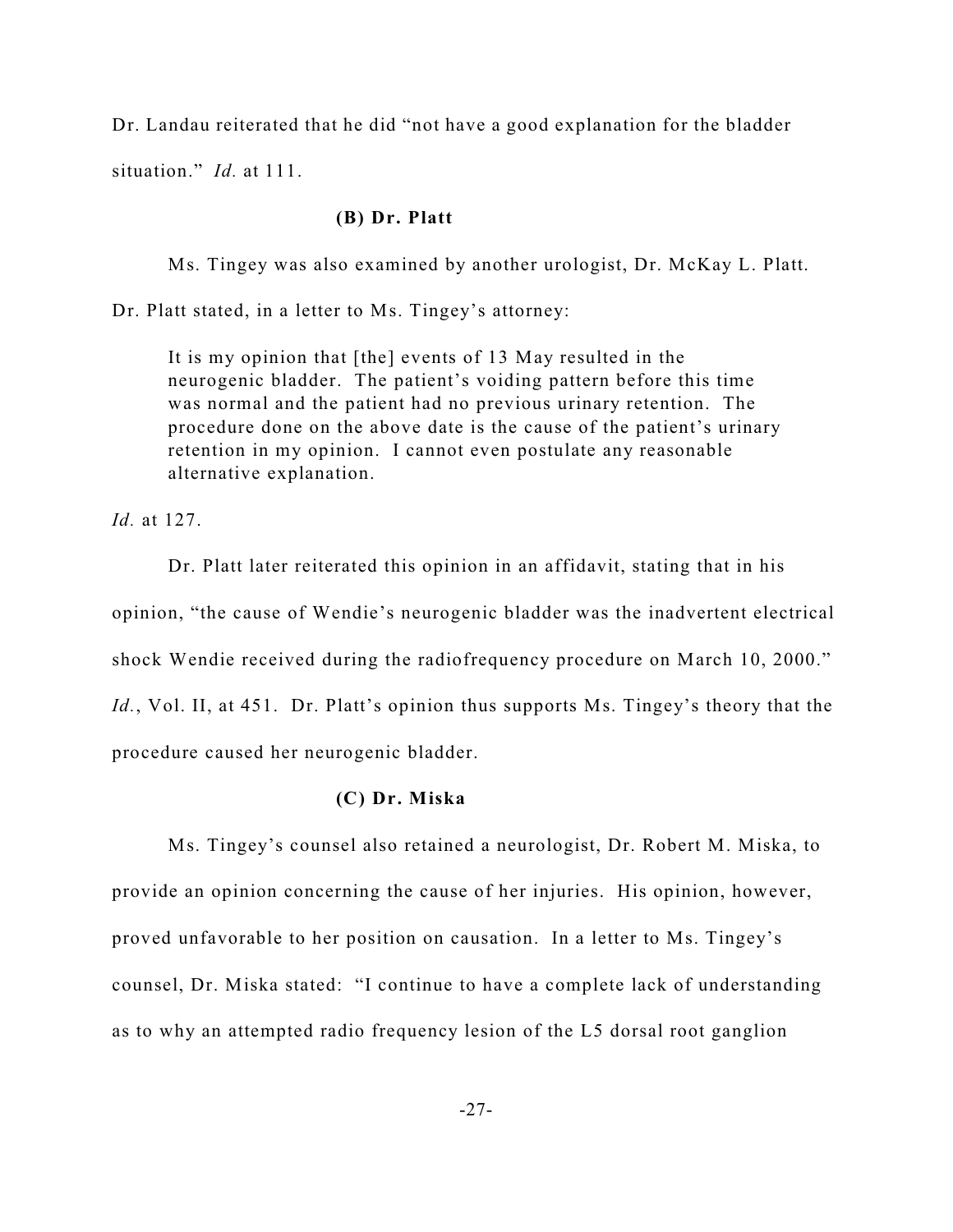Dr. Landau reiterated that he did "not have a good explanation for the bladder situation." *Id.* at 111.

**(B) Dr. Platt**

Ms. Tingey was also examined by another urologist, Dr. McKay L. Platt. Dr. Platt stated, in a letter to Ms. Tingey's attorney:

> It is my opinion that [the] events of 13 May resulted in the neurogenic bladder. The patient's voiding pattern before this time was normal and the patient had no previous urinary retention. The procedure done on the above date is the cause of the patient's urinary retention in my opinion. I cannot even postulate any reasonable alternative explanation.

*Id.* at 127.

Dr. Platt later reiterated this opinion in an affidavit, stating that in his opinion, "the cause of Wendie's neurogenic bladder was the inadvertent electrical shock Wendie received during the radiofrequency procedure on March 10, 2000." *Id.*, Vol. II, at 451. Dr. Platt's opinion thus supports Ms. Tingey's theory that the procedure caused her neurogenic bladder.

**(C) Dr. Miska**

Ms. Tingey's counsel also retained a neurologist, Dr. Robert M. Miska, to provide an opinion concerning the cause of her injuries. His opinion, however, proved unfavorable to her position on causation. In a letter to Ms. Tingey's counsel, Dr. Miska stated: "I continue to have a complete lack of understanding as to why an attempted radio frequency lesion of the L5 dorsal root ganglion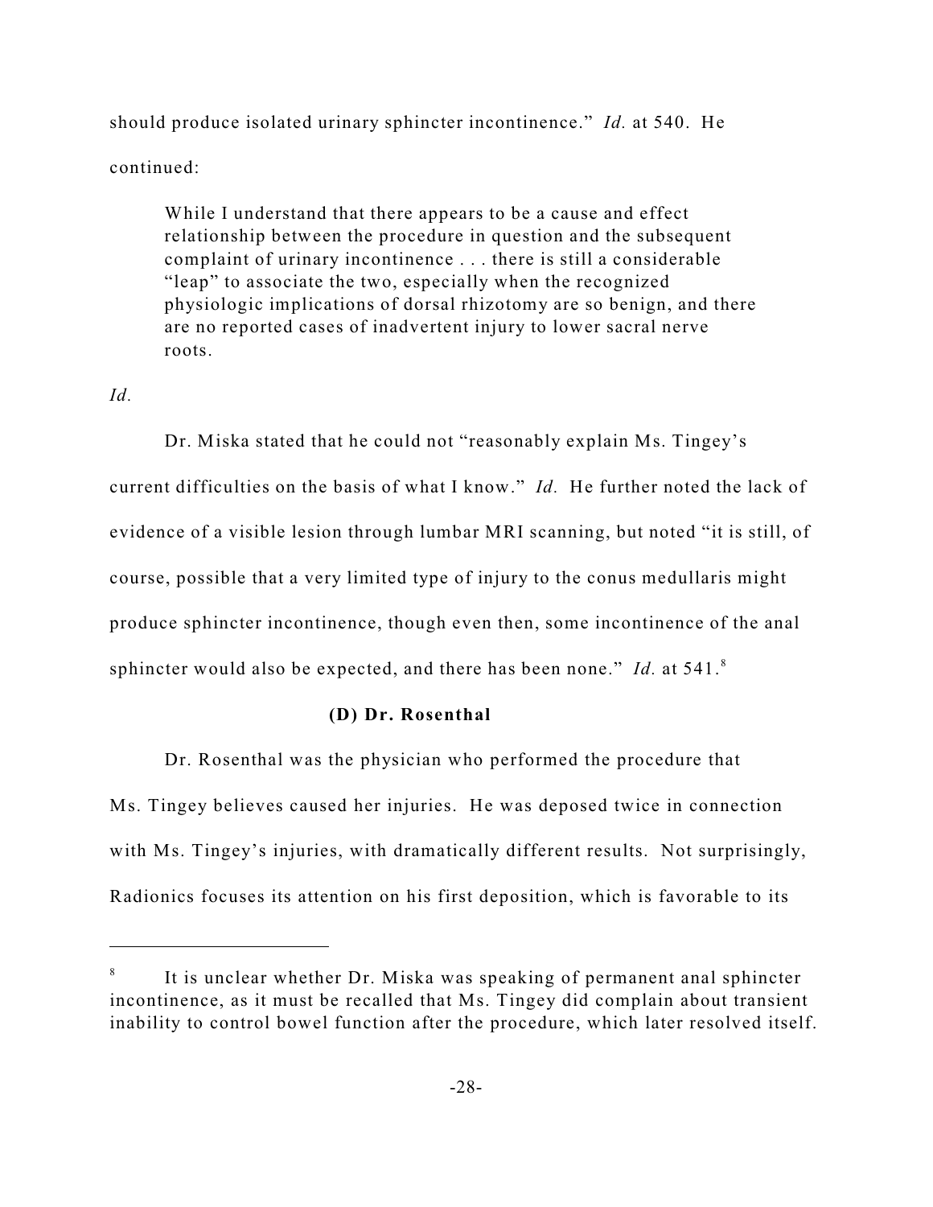should produce isolated urinary sphincter incontinence." *Id.* at 540. He continued:

> While I understand that there appears to be a cause and effect relationship between the procedure in question and the subsequent complaint of urinary incontinence . . . there is still a considerable "leap" to associate the two, especially when the recognized physiologic implications of dorsal rhizotomy are so benign, and there are no reported cases of inadvertent injury to lower sacral nerve roots.

*Id.*

Dr. Miska stated that he could not "reasonably explain Ms. Tingey's current difficulties on the basis of what I know." *Id.* He further noted the lack of evidence of a visible lesion through lumbar MRI scanning, but noted "it is still, of course, possible that a very limited type of injury to the conus medullaris might produce sphincter incontinence, though even then, some incontinence of the anal sphincter would also be expected, and there has been none." *Id.* at 541.[8]

**(D) Dr. Rosenthal**

Dr. Rosenthal was the physician who performed the procedure that Ms. Tingey believes caused her injuries. He was deposed twice in connection with Ms. Tingey's injuries, with dramatically different results. Not surprisingly, Radionics focuses its attention on his first deposition, which is favorable to its

---

[8] It is unclear whether Dr. Miska was speaking of permanent anal sphincter incontinence, as it must be recalled that Ms. Tingey did complain about transient inability to control bowel function after the procedure, which later resolved itself.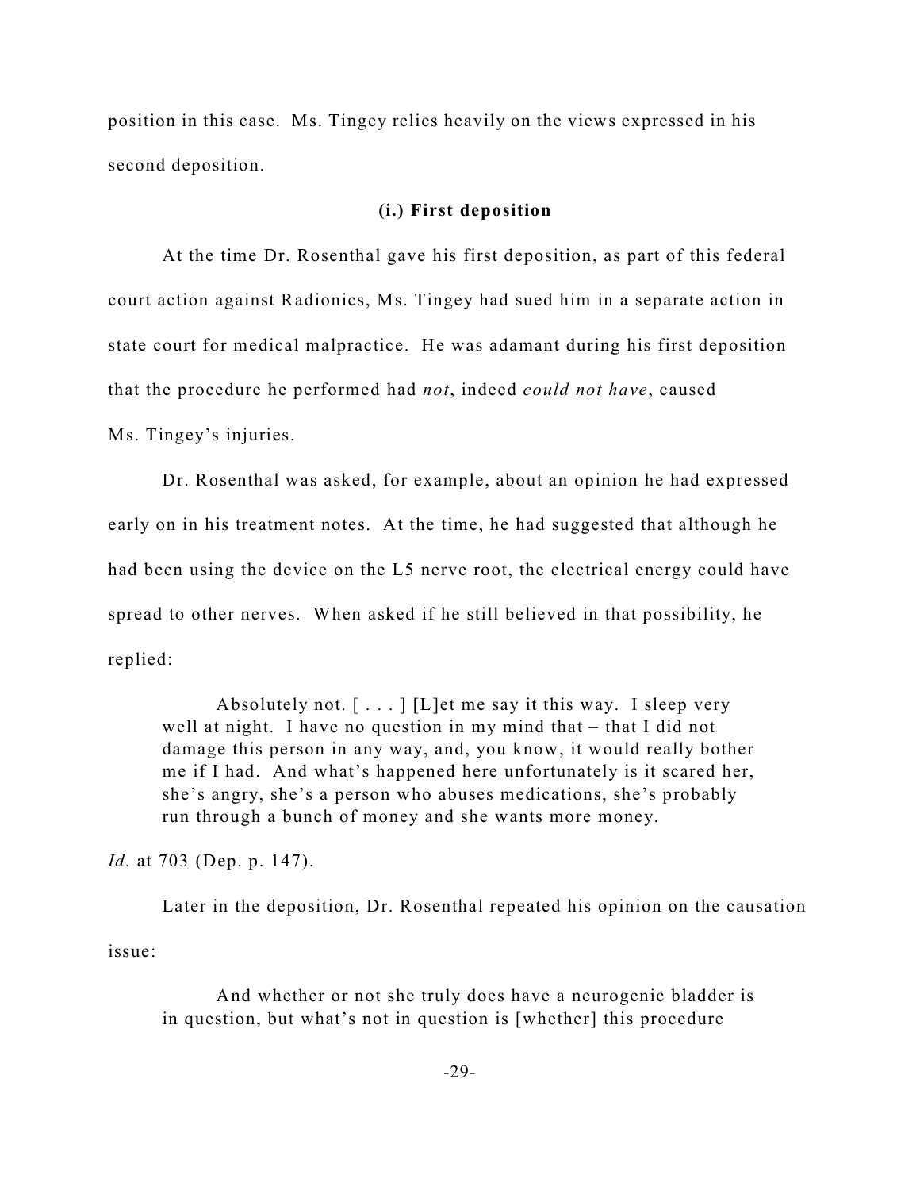position in this case. Ms. Tingey relies heavily on the views expressed in his second deposition.

### (i.) First deposition

At the time Dr. Rosenthal gave his first deposition, as part of this federal court action against Radionics, Ms. Tingey had sued him in a separate action in state court for medical malpractice. He was adamant during his first deposition that the procedure he performed had *not*, indeed *could not have*, caused Ms. Tingey's injuries.

Dr. Rosenthal was asked, for example, about an opinion he had expressed early on in his treatment notes. At the time, he had suggested that although he had been using the device on the L5 nerve root, the electrical energy could have spread to other nerves. When asked if he still believed in that possibility, he replied:

> Absolutely not. [ . . . ] [L]et me say it this way. I sleep very well at night. I have no question in my mind that – that I did not damage this person in any way, and, you know, it would really bother me if I had. And what's happened here unfortunately is it scared her, she's angry, she's a person who abuses medications, she's probably run through a bunch of money and she wants more money.

*Id.* at 703 (Dep. p. 147).

Later in the deposition, Dr. Rosenthal repeated his opinion on the causation issue:

> And whether or not she truly does have a neurogenic bladder is in question, but what's not in question is [whether] this procedure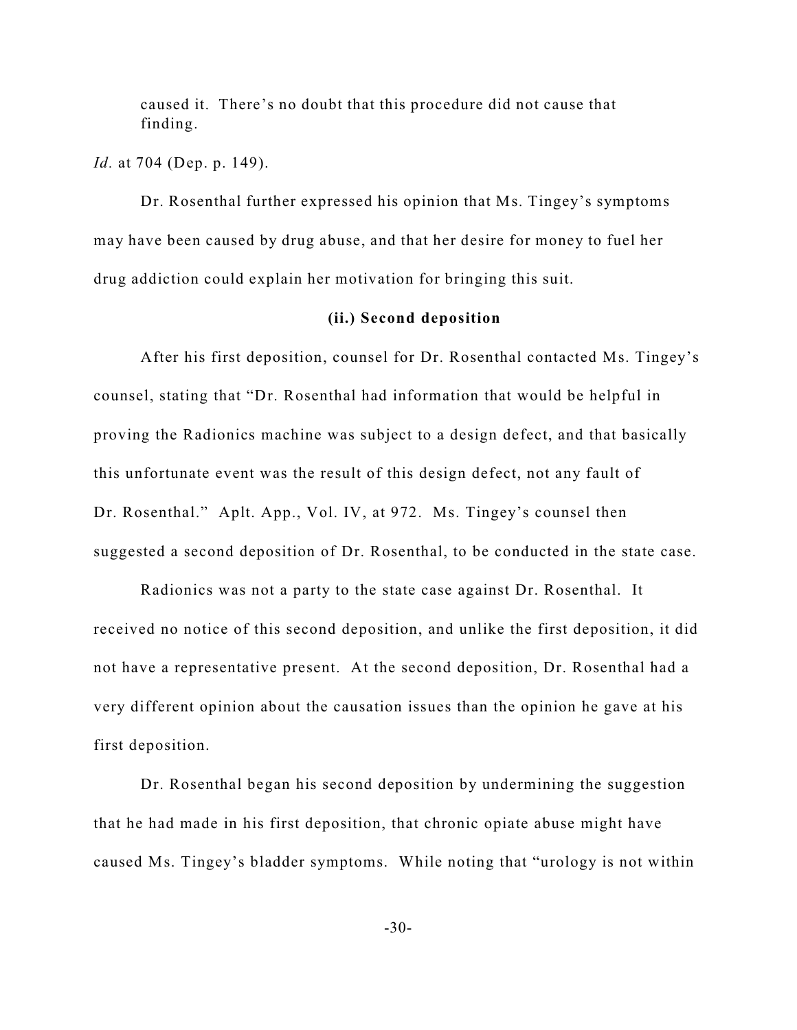caused it. There's no doubt that this procedure did not cause that finding.

*Id.* at 704 (Dep. p. 149).

Dr. Rosenthal further expressed his opinion that Ms. Tingey's symptoms may have been caused by drug abuse, and that her desire for money to fuel her drug addiction could explain her motivation for bringing this suit.

**(ii.) Second deposition**

After his first deposition, counsel for Dr. Rosenthal contacted Ms. Tingey's counsel, stating that "Dr. Rosenthal had information that would be helpful in proving the Radionics machine was subject to a design defect, and that basically this unfortunate event was the result of this design defect, not any fault of Dr. Rosenthal." Aplt. App., Vol. IV, at 972. Ms. Tingey's counsel then suggested a second deposition of Dr. Rosenthal, to be conducted in the state case.

Radionics was not a party to the state case against Dr. Rosenthal. It received no notice of this second deposition, and unlike the first deposition, it did not have a representative present. At the second deposition, Dr. Rosenthal had a very different opinion about the causation issues than the opinion he gave at his first deposition.

Dr. Rosenthal began his second deposition by undermining the suggestion that he had made in his first deposition, that chronic opiate abuse might have caused Ms. Tingey's bladder symptoms. While noting that "urology is not within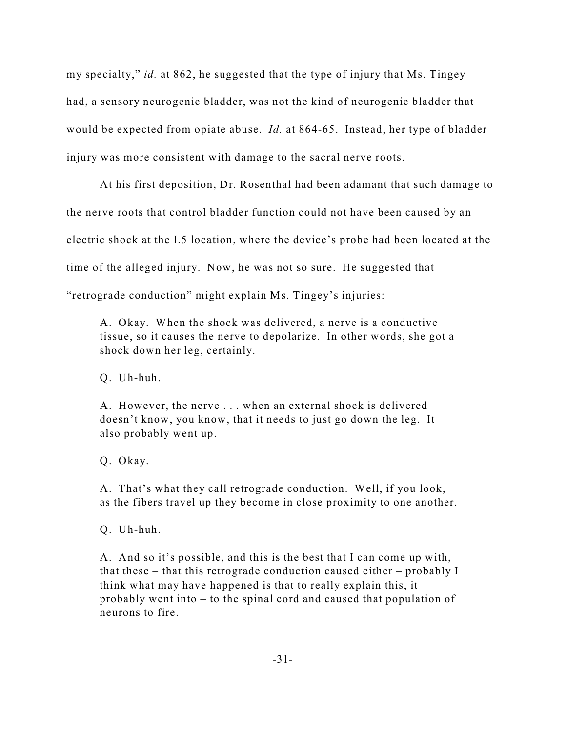my specialty," *id.* at 862, he suggested that the type of injury that Ms. Tingey had, a sensory neurogenic bladder, was not the kind of neurogenic bladder that would be expected from opiate abuse. *Id.* at 864-65. Instead, her type of bladder injury was more consistent with damage to the sacral nerve roots.

At his first deposition, Dr. Rosenthal had been adamant that such damage to the nerve roots that control bladder function could not have been caused by an electric shock at the L5 location, where the device's probe had been located at the time of the alleged injury. Now, he was not so sure. He suggested that "retrograde conduction" might explain Ms. Tingey's injuries:

> A. Okay. When the shock was delivered, a nerve is a conductive tissue, so it causes the nerve to depolarize. In other words, she got a shock down her leg, certainly.
>
> Q. Uh-huh.
>
> A. However, the nerve . . . when an external shock is delivered doesn't know, you know, that it needs to just go down the leg. It also probably went up.
>
> Q. Okay.
>
> A. That's what they call retrograde conduction. Well, if you look, as the fibers travel up they become in close proximity to one another.
>
> Q. Uh-huh.
>
> A. And so it's possible, and this is the best that I can come up with, that these – that this retrograde conduction caused either – probably I think what may have happened is that to really explain this, it probably went into – to the spinal cord and caused that population of neurons to fire.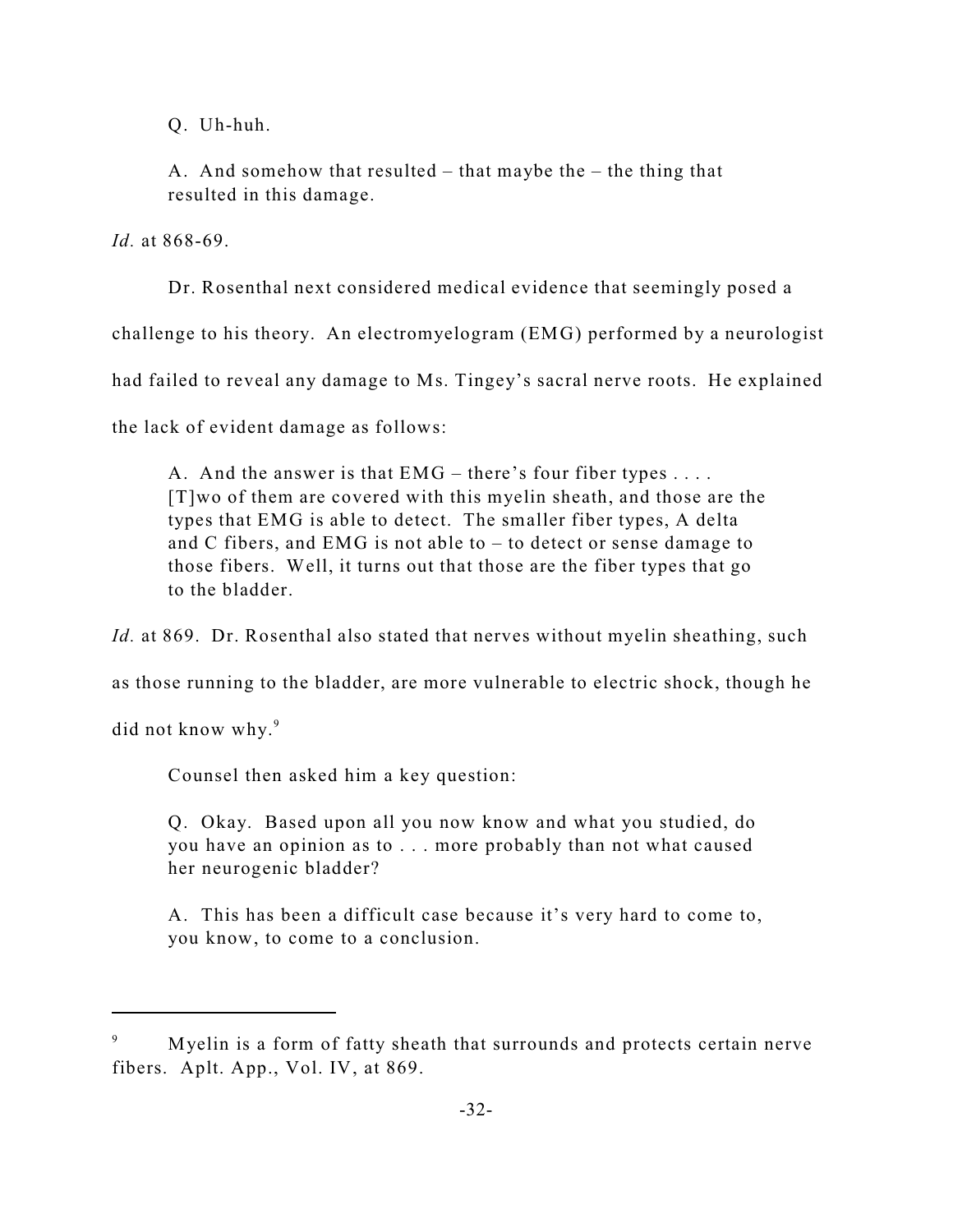Q. Uh-huh.

A. And somehow that resulted – that maybe the – the thing that resulted in this damage.

*Id.* at 868-69.

Dr. Rosenthal next considered medical evidence that seemingly posed a challenge to his theory. An electromyelogram (EMG) performed by a neurologist had failed to reveal any damage to Ms. Tingey's sacral nerve roots. He explained the lack of evident damage as follows:

> A. And the answer is that EMG – there's four fiber types . . . . [T]wo of them are covered with this myelin sheath, and those are the types that EMG is able to detect. The smaller fiber types, A delta and C fibers, and EMG is not able to – to detect or sense damage to those fibers. Well, it turns out that those are the fiber types that go to the bladder.

*Id.* at 869. Dr. Rosenthal also stated that nerves without myelin sheathing, such as those running to the bladder, are more vulnerable to electric shock, though he did not know why.[9]

Counsel then asked him a key question:

> Q. Okay. Based upon all you now know and what you studied, do you have an opinion as to . . . more probably than not what caused her neurogenic bladder?
>
> A. This has been a difficult case because it's very hard to come to, you know, to come to a conclusion.

---

[9] Myelin is a form of fatty sheath that surrounds and protects certain nerve fibers. Aplt. App., Vol. IV, at 869.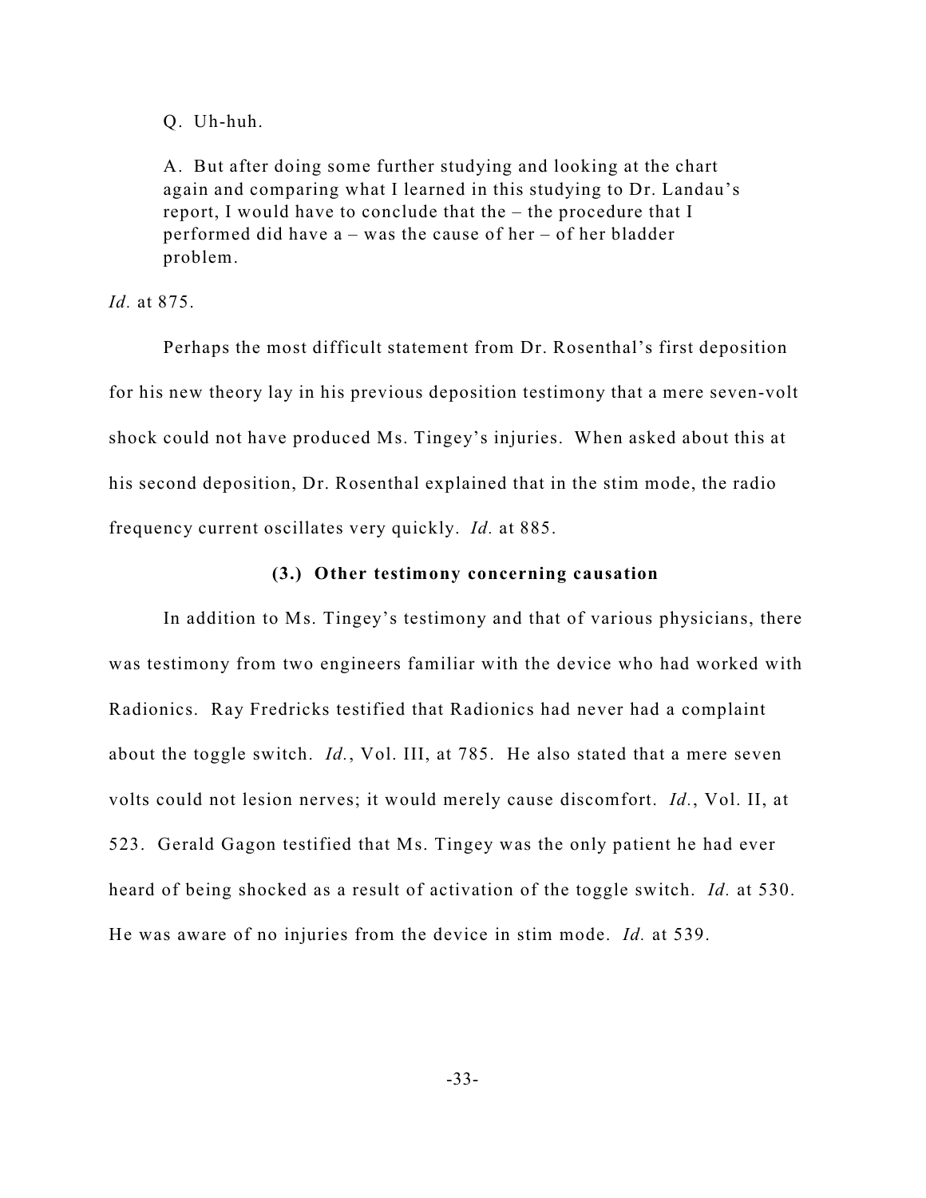> Q. Uh-huh.
>
> A. But after doing some further studying and looking at the chart again and comparing what I learned in this studying to Dr. Landau's report, I would have to conclude that the – the procedure that I performed did have a – was the cause of her – of her bladder problem.

*Id.* at 875.

Perhaps the most difficult statement from Dr. Rosenthal's first deposition for his new theory lay in his previous deposition testimony that a mere seven-volt shock could not have produced Ms. Tingey's injuries. When asked about this at his second deposition, Dr. Rosenthal explained that in the stim mode, the radio frequency current oscillates very quickly. *Id.* at 885.

**(3.) Other testimony concerning causation**

In addition to Ms. Tingey's testimony and that of various physicians, there was testimony from two engineers familiar with the device who had worked with Radionics. Ray Fredricks testified that Radionics had never had a complaint about the toggle switch. *Id.*, Vol. III, at 785. He also stated that a mere seven volts could not lesion nerves; it would merely cause discomfort. *Id.*, Vol. II, at 523. Gerald Gagon testified that Ms. Tingey was the only patient he had ever heard of being shocked as a result of activation of the toggle switch. *Id.* at 530. He was aware of no injuries from the device in stim mode. *Id.* at 539.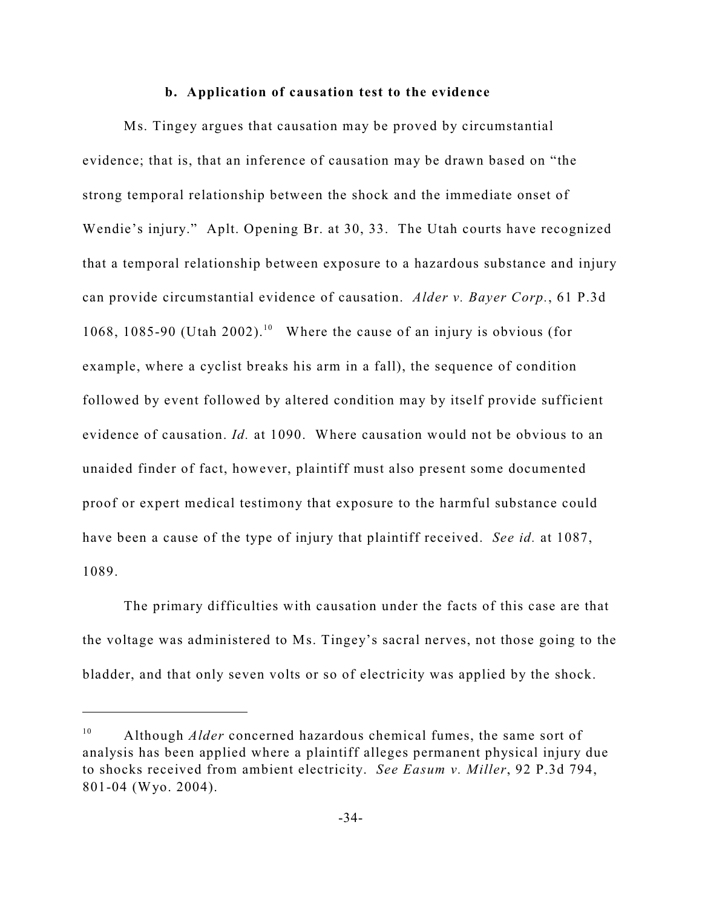### b. Application of causation test to the evidence

Ms. Tingey argues that causation may be proved by circumstantial evidence; that is, that an inference of causation may be drawn based on "the strong temporal relationship between the shock and the immediate onset of Wendie's injury." Aplt. Opening Br. at 30, 33. The Utah courts have recognized that a temporal relationship between exposure to a hazardous substance and injury can provide circumstantial evidence of causation. *Alder v. Bayer Corp.*, 61 P.3d 1068, 1085-90 (Utah 2002).[10] Where the cause of an injury is obvious (for example, where a cyclist breaks his arm in a fall), the sequence of condition followed by event followed by altered condition may by itself provide sufficient evidence of causation. *Id.* at 1090. Where causation would not be obvious to an unaided finder of fact, however, plaintiff must also present some documented proof or expert medical testimony that exposure to the harmful substance could have been a cause of the type of injury that plaintiff received. *See id.* at 1087, 1089.

The primary difficulties with causation under the facts of this case are that the voltage was administered to Ms. Tingey's sacral nerves, not those going to the bladder, and that only seven volts or so of electricity was applied by the shock.

---

[10] Although *Alder* concerned hazardous chemical fumes, the same sort of analysis has been applied where a plaintiff alleges permanent physical injury due to shocks received from ambient electricity. *See Easum v. Miller*, 92 P.3d 794, 801-04 (Wyo. 2004).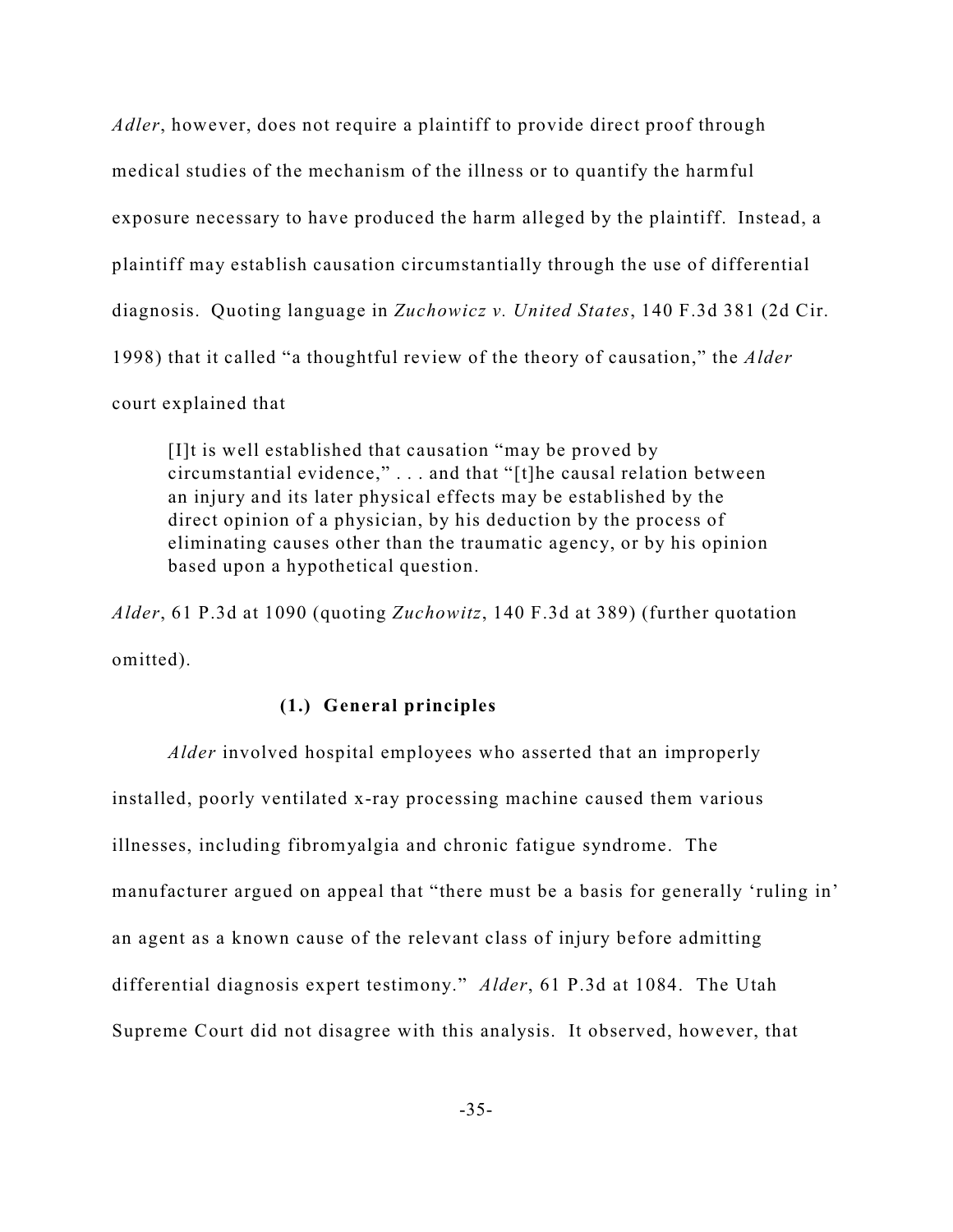*Adler*, however, does not require a plaintiff to provide direct proof through medical studies of the mechanism of the illness or to quantify the harmful exposure necessary to have produced the harm alleged by the plaintiff. Instead, a plaintiff may establish causation circumstantially through the use of differential diagnosis. Quoting language in *Zuchowicz v. United States*, 140 F.3d 381 (2d Cir. 1998) that it called "a thoughtful review of the theory of causation," the *Alder* court explained that

> [I]t is well established that causation "may be proved by circumstantial evidence," . . . and that "[t]he causal relation between an injury and its later physical effects may be established by the direct opinion of a physician, by his deduction by the process of eliminating causes other than the traumatic agency, or by his opinion based upon a hypothetical question.

*Alder*, 61 P.3d at 1090 (quoting *Zuchowitz*, 140 F.3d at 389) (further quotation omitted).

**(1.) General principles**

*Alder* involved hospital employees who asserted that an improperly installed, poorly ventilated x-ray processing machine caused them various illnesses, including fibromyalgia and chronic fatigue syndrome. The manufacturer argued on appeal that "there must be a basis for generally 'ruling in' an agent as a known cause of the relevant class of injury before admitting differential diagnosis expert testimony." *Alder*, 61 P.3d at 1084. The Utah Supreme Court did not disagree with this analysis. It observed, however, that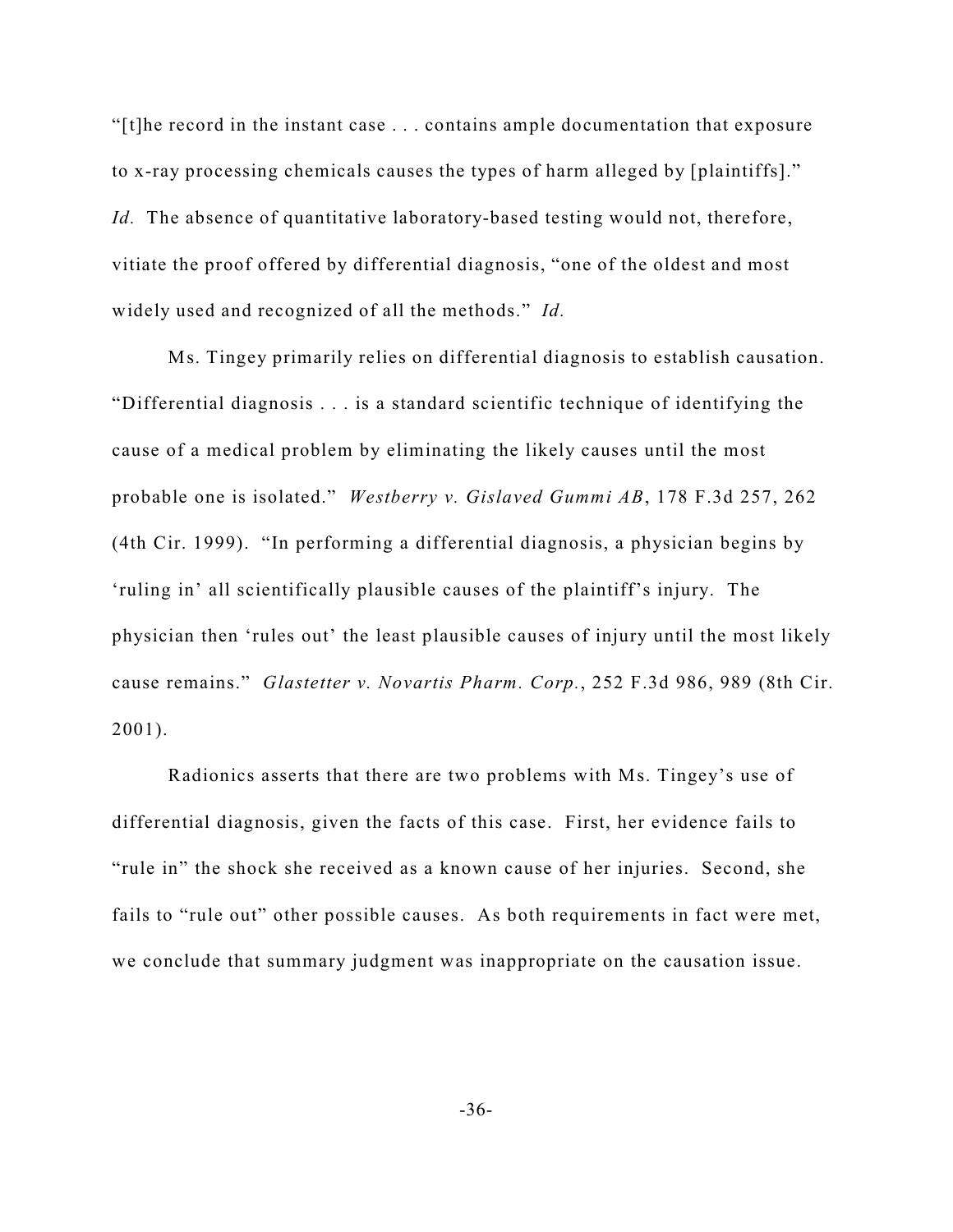"[t]he record in the instant case . . . contains ample documentation that exposure to x-ray processing chemicals causes the types of harm alleged by [plaintiffs]." *Id.* The absence of quantitative laboratory-based testing would not, therefore, vitiate the proof offered by differential diagnosis, "one of the oldest and most widely used and recognized of all the methods." *Id.*

Ms. Tingey primarily relies on differential diagnosis to establish causation. "Differential diagnosis . . . is a standard scientific technique of identifying the cause of a medical problem by eliminating the likely causes until the most probable one is isolated." *Westberry v. Gislaved Gummi AB*, 178 F.3d 257, 262 (4th Cir. 1999). "In performing a differential diagnosis, a physician begins by 'ruling in' all scientifically plausible causes of the plaintiff's injury. The physician then 'rules out' the least plausible causes of injury until the most likely cause remains." *Glastetter v. Novartis Pharm. Corp.*, 252 F.3d 986, 989 (8th Cir. 2001).

Radionics asserts that there are two problems with Ms. Tingey's use of differential diagnosis, given the facts of this case. First, her evidence fails to "rule in" the shock she received as a known cause of her injuries. Second, she fails to "rule out" other possible causes. As both requirements in fact were met, we conclude that summary judgment was inappropriate on the causation issue.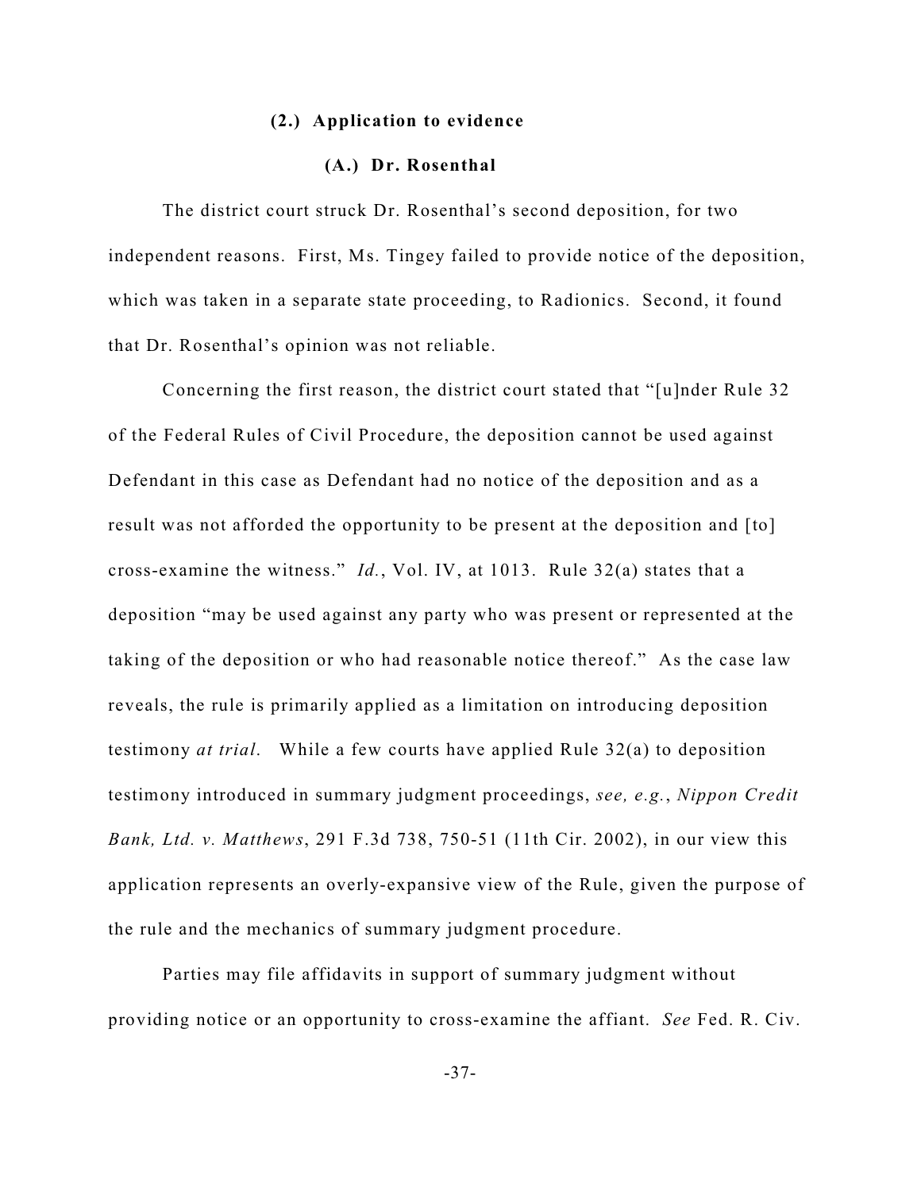#### **(2.) Application to evidence**

##### **(A.) Dr. Rosenthal**

The district court struck Dr. Rosenthal's second deposition, for two independent reasons. First, Ms. Tingey failed to provide notice of the deposition, which was taken in a separate state proceeding, to Radionics. Second, it found that Dr. Rosenthal's opinion was not reliable.

Concerning the first reason, the district court stated that "[u]nder Rule 32 of the Federal Rules of Civil Procedure, the deposition cannot be used against Defendant in this case as Defendant had no notice of the deposition and as a result was not afforded the opportunity to be present at the deposition and [to] cross-examine the witness." *Id.*, Vol. IV, at 1013. Rule 32(a) states that a deposition "may be used against any party who was present or represented at the taking of the deposition or who had reasonable notice thereof." As the case law reveals, the rule is primarily applied as a limitation on introducing deposition testimony *at trial*. While a few courts have applied Rule 32(a) to deposition testimony introduced in summary judgment proceedings, *see, e.g.*, *Nippon Credit Bank, Ltd. v. Matthews*, 291 F.3d 738, 750-51 (11th Cir. 2002), in our view this application represents an overly-expansive view of the Rule, given the purpose of the rule and the mechanics of summary judgment procedure.

Parties may file affidavits in support of summary judgment without providing notice or an opportunity to cross-examine the affiant. *See* Fed. R. Civ.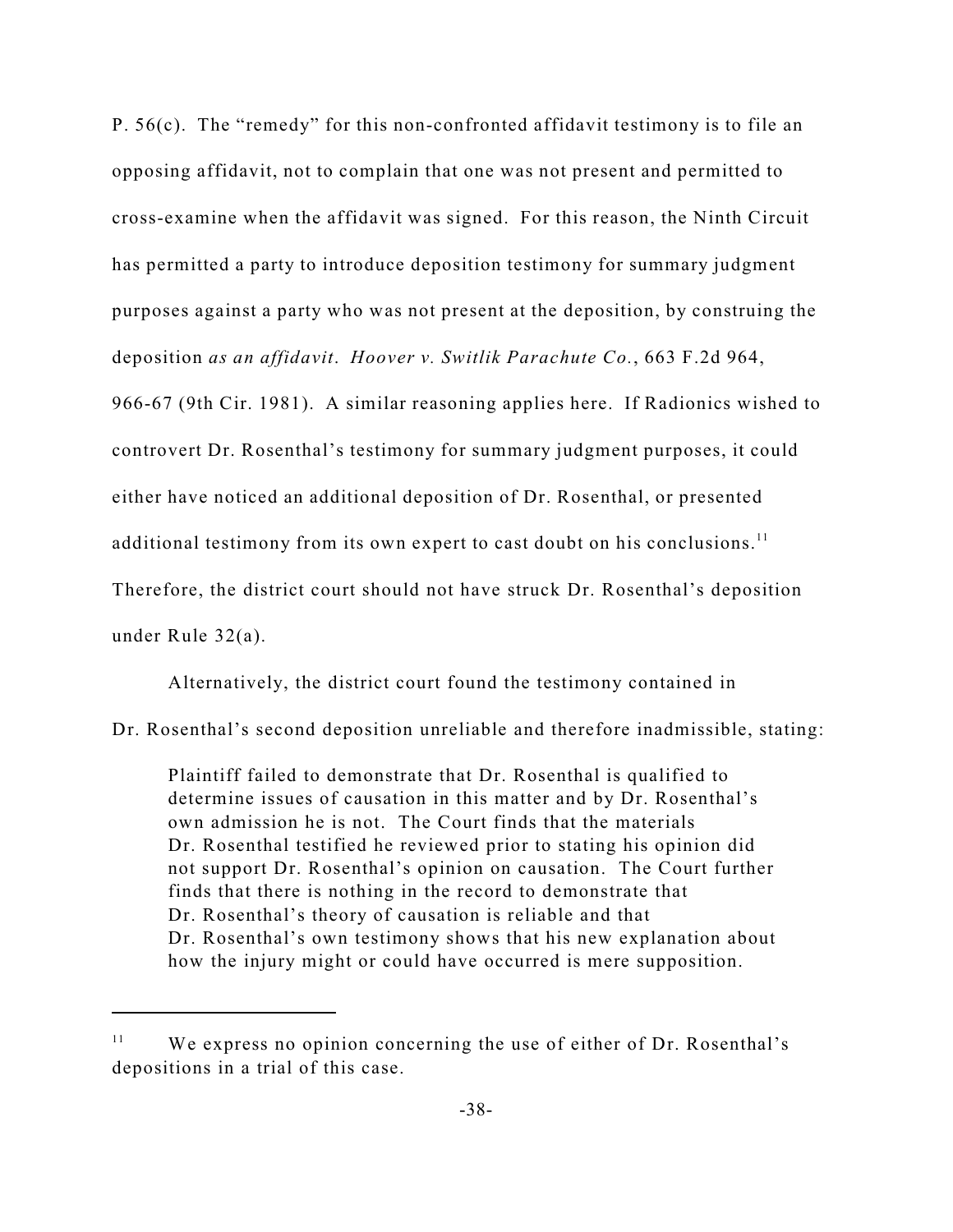P. 56(c). The "remedy" for this non-confronted affidavit testimony is to file an opposing affidavit, not to complain that one was not present and permitted to cross-examine when the affidavit was signed. For this reason, the Ninth Circuit has permitted a party to introduce deposition testimony for summary judgment purposes against a party who was not present at the deposition, by construing the deposition *as an affidavit*. *Hoover v. Switlik Parachute Co.*, 663 F.2d 964, 966-67 (9th Cir. 1981). A similar reasoning applies here. If Radionics wished to controvert Dr. Rosenthal's testimony for summary judgment purposes, it could either have noticed an additional deposition of Dr. Rosenthal, or presented additional testimony from its own expert to cast doubt on his conclusions.[11] Therefore, the district court should not have struck Dr. Rosenthal's deposition under Rule 32(a).

Alternatively, the district court found the testimony contained in Dr. Rosenthal's second deposition unreliable and therefore inadmissible, stating:

> Plaintiff failed to demonstrate that Dr. Rosenthal is qualified to determine issues of causation in this matter and by Dr. Rosenthal's own admission he is not. The Court finds that the materials Dr. Rosenthal testified he reviewed prior to stating his opinion did not support Dr. Rosenthal's opinion on causation. The Court further finds that there is nothing in the record to demonstrate that Dr. Rosenthal's theory of causation is reliable and that Dr. Rosenthal's own testimony shows that his new explanation about how the injury might or could have occurred is mere supposition.

---

[11] We express no opinion concerning the use of either of Dr. Rosenthal's depositions in a trial of this case.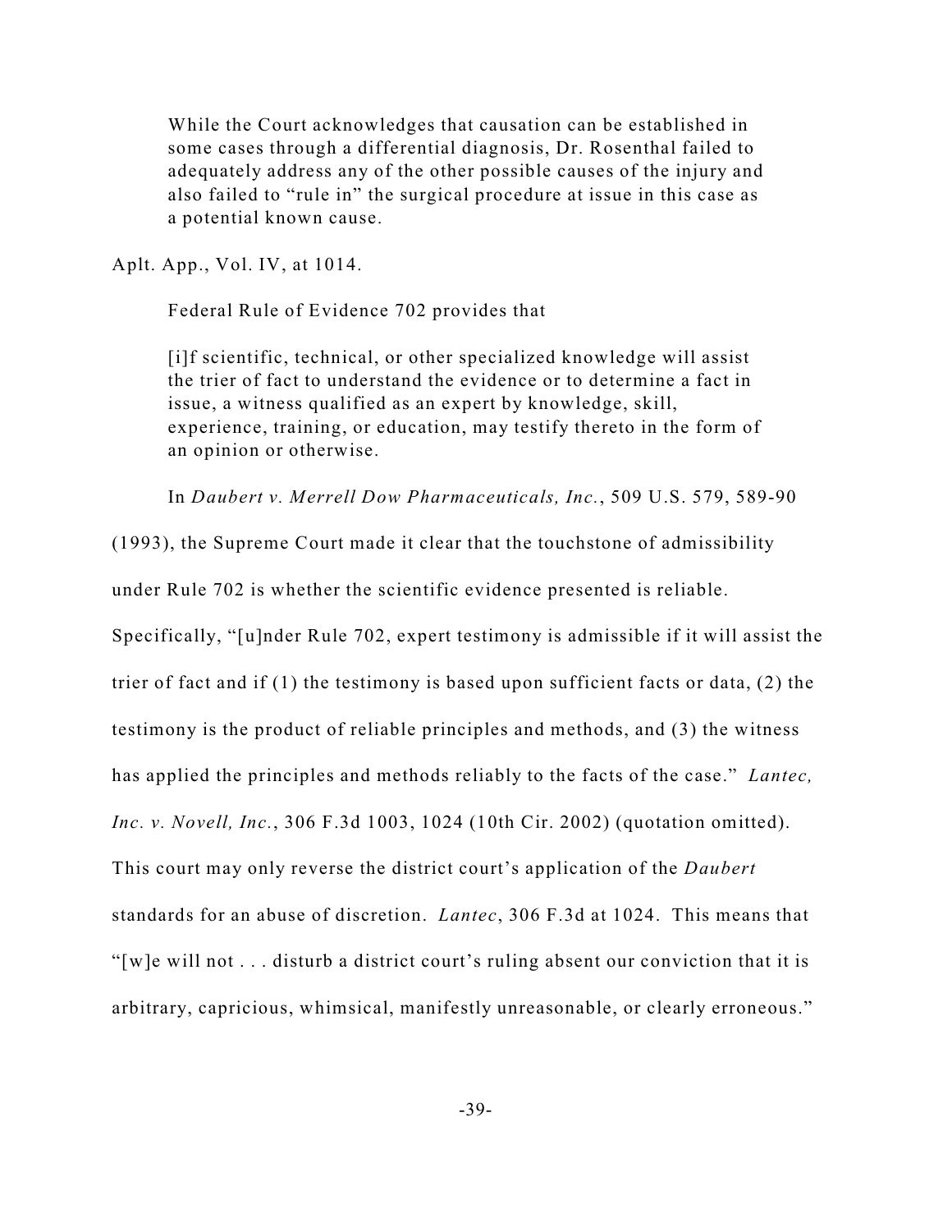> While the Court acknowledges that causation can be established in some cases through a differential diagnosis, Dr. Rosenthal failed to adequately address any of the other possible causes of the injury and also failed to "rule in" the surgical procedure at issue in this case as a potential known cause.

Aplt. App., Vol. IV, at 1014.

Federal Rule of Evidence 702 provides that

> [i]f scientific, technical, or other specialized knowledge will assist the trier of fact to understand the evidence or to determine a fact in issue, a witness qualified as an expert by knowledge, skill, experience, training, or education, may testify thereto in the form of an opinion or otherwise.

In *Daubert v. Merrell Dow Pharmaceuticals, Inc.*, 509 U.S. 579, 589-90 (1993), the Supreme Court made it clear that the touchstone of admissibility under Rule 702 is whether the scientific evidence presented is reliable. Specifically, "[u]nder Rule 702, expert testimony is admissible if it will assist the trier of fact and if (1) the testimony is based upon sufficient facts or data, (2) the testimony is the product of reliable principles and methods, and (3) the witness has applied the principles and methods reliably to the facts of the case." *Lantec, Inc. v. Novell, Inc.*, 306 F.3d 1003, 1024 (10th Cir. 2002) (quotation omitted). This court may only reverse the district court's application of the *Daubert* standards for an abuse of discretion. *Lantec*, 306 F.3d at 1024. This means that "[w]e will not . . . disturb a district court's ruling absent our conviction that it is arbitrary, capricious, whimsical, manifestly unreasonable, or clearly erroneous."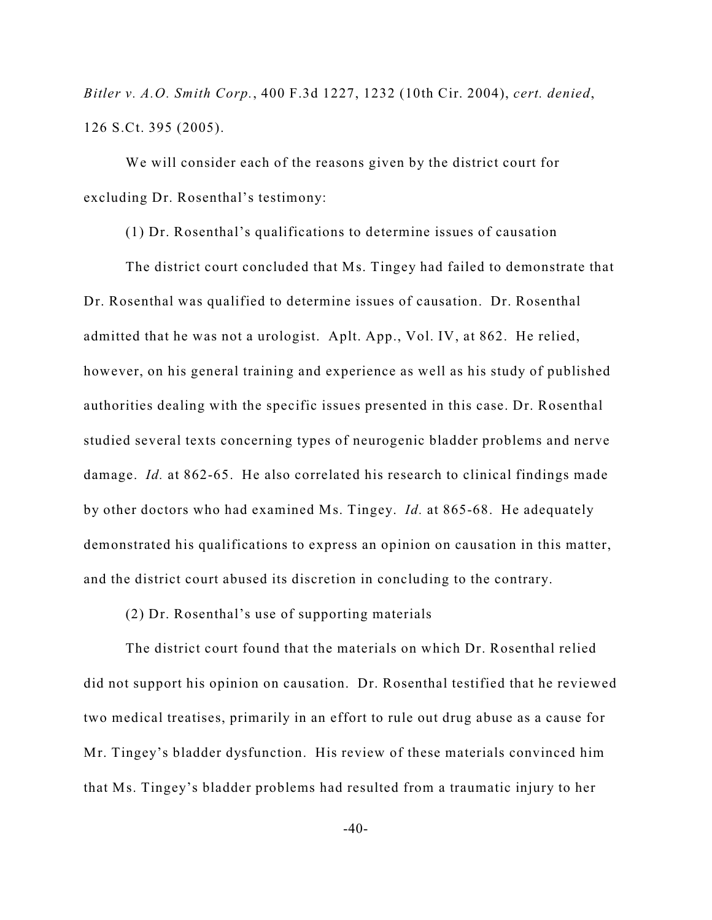*Bitler v. A.O. Smith Corp.*, 400 F.3d 1227, 1232 (10th Cir. 2004), *cert. denied*, 126 S.Ct. 395 (2005).

We will consider each of the reasons given by the district court for excluding Dr. Rosenthal's testimony:

(1) Dr. Rosenthal's qualifications to determine issues of causation

The district court concluded that Ms. Tingey had failed to demonstrate that Dr. Rosenthal was qualified to determine issues of causation. Dr. Rosenthal admitted that he was not a urologist. Aplt. App., Vol. IV, at 862. He relied, however, on his general training and experience as well as his study of published authorities dealing with the specific issues presented in this case. Dr. Rosenthal studied several texts concerning types of neurogenic bladder problems and nerve damage. *Id.* at 862-65. He also correlated his research to clinical findings made by other doctors who had examined Ms. Tingey. *Id.* at 865-68. He adequately demonstrated his qualifications to express an opinion on causation in this matter, and the district court abused its discretion in concluding to the contrary.

(2) Dr. Rosenthal's use of supporting materials

The district court found that the materials on which Dr. Rosenthal relied did not support his opinion on causation. Dr. Rosenthal testified that he reviewed two medical treatises, primarily in an effort to rule out drug abuse as a cause for Mr. Tingey's bladder dysfunction. His review of these materials convinced him that Ms. Tingey's bladder problems had resulted from a traumatic injury to her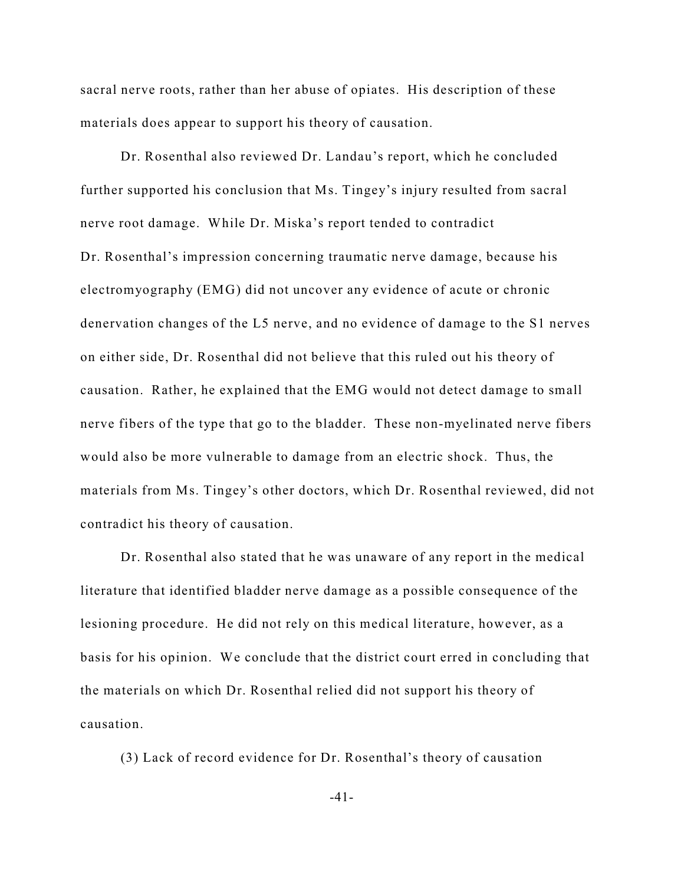sacral nerve roots, rather than her abuse of opiates. His description of these materials does appear to support his theory of causation.

Dr. Rosenthal also reviewed Dr. Landau's report, which he concluded further supported his conclusion that Ms. Tingey's injury resulted from sacral nerve root damage. While Dr. Miska's report tended to contradict Dr. Rosenthal's impression concerning traumatic nerve damage, because his electromyography (EMG) did not uncover any evidence of acute or chronic denervation changes of the L5 nerve, and no evidence of damage to the S1 nerves on either side, Dr. Rosenthal did not believe that this ruled out his theory of causation. Rather, he explained that the EMG would not detect damage to small nerve fibers of the type that go to the bladder. These non-myelinated nerve fibers would also be more vulnerable to damage from an electric shock. Thus, the materials from Ms. Tingey's other doctors, which Dr. Rosenthal reviewed, did not contradict his theory of causation.

Dr. Rosenthal also stated that he was unaware of any report in the medical literature that identified bladder nerve damage as a possible consequence of the lesioning procedure. He did not rely on this medical literature, however, as a basis for his opinion. We conclude that the district court erred in concluding that the materials on which Dr. Rosenthal relied did not support his theory of causation.

(3) Lack of record evidence for Dr. Rosenthal's theory of causation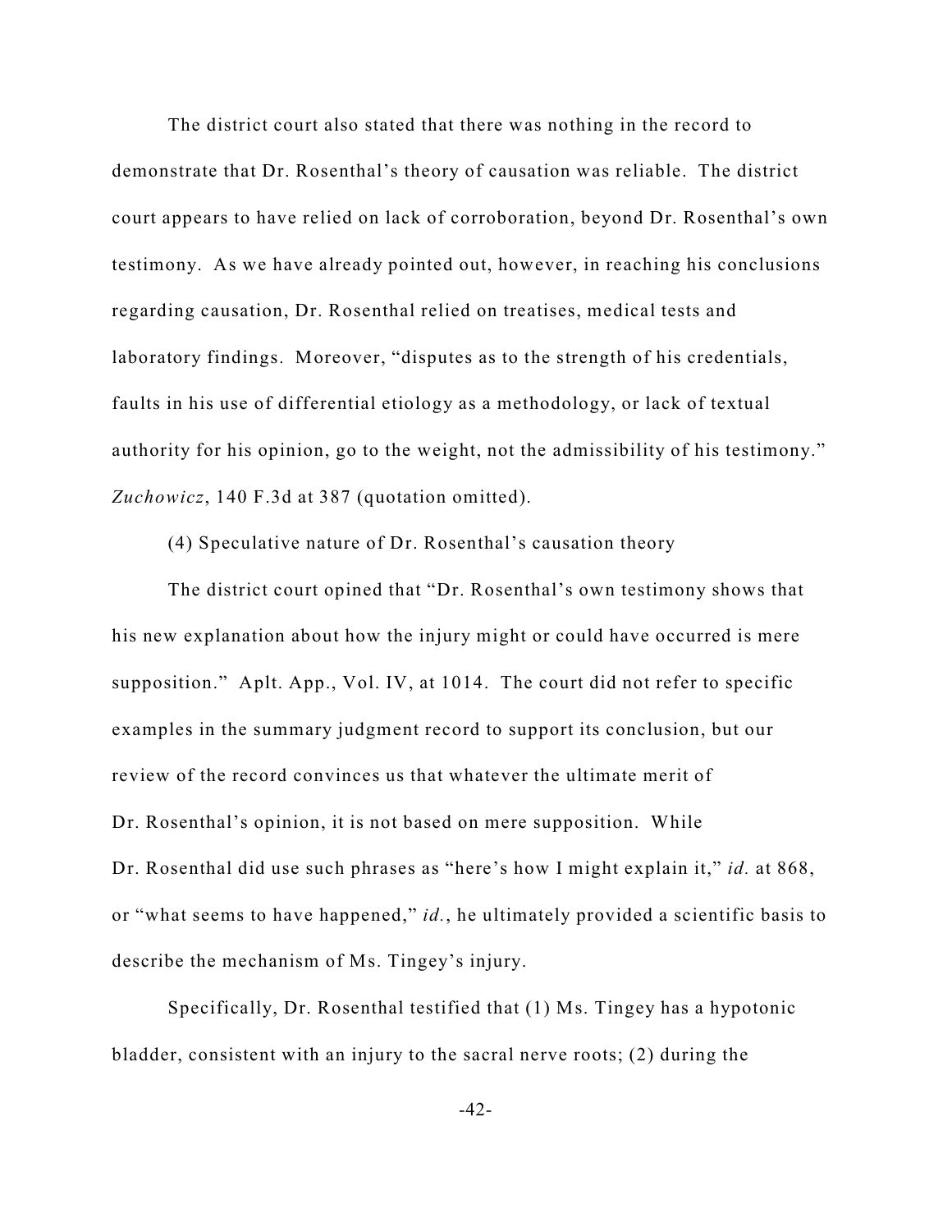The district court also stated that there was nothing in the record to demonstrate that Dr. Rosenthal's theory of causation was reliable. The district court appears to have relied on lack of corroboration, beyond Dr. Rosenthal's own testimony. As we have already pointed out, however, in reaching his conclusions regarding causation, Dr. Rosenthal relied on treatises, medical tests and laboratory findings. Moreover, "disputes as to the strength of his credentials, faults in his use of differential etiology as a methodology, or lack of textual authority for his opinion, go to the weight, not the admissibility of his testimony." *Zuchowicz*, 140 F.3d at 387 (quotation omitted).

(4) Speculative nature of Dr. Rosenthal's causation theory

The district court opined that "Dr. Rosenthal's own testimony shows that his new explanation about how the injury might or could have occurred is mere supposition." Aplt. App., Vol. IV, at 1014. The court did not refer to specific examples in the summary judgment record to support its conclusion, but our review of the record convinces us that whatever the ultimate merit of Dr. Rosenthal's opinion, it is not based on mere supposition. While Dr. Rosenthal did use such phrases as "here's how I might explain it," *id.* at 868, or "what seems to have happened," *id.*, he ultimately provided a scientific basis to describe the mechanism of Ms. Tingey's injury.

Specifically, Dr. Rosenthal testified that (1) Ms. Tingey has a hypotonic bladder, consistent with an injury to the sacral nerve roots; (2) during the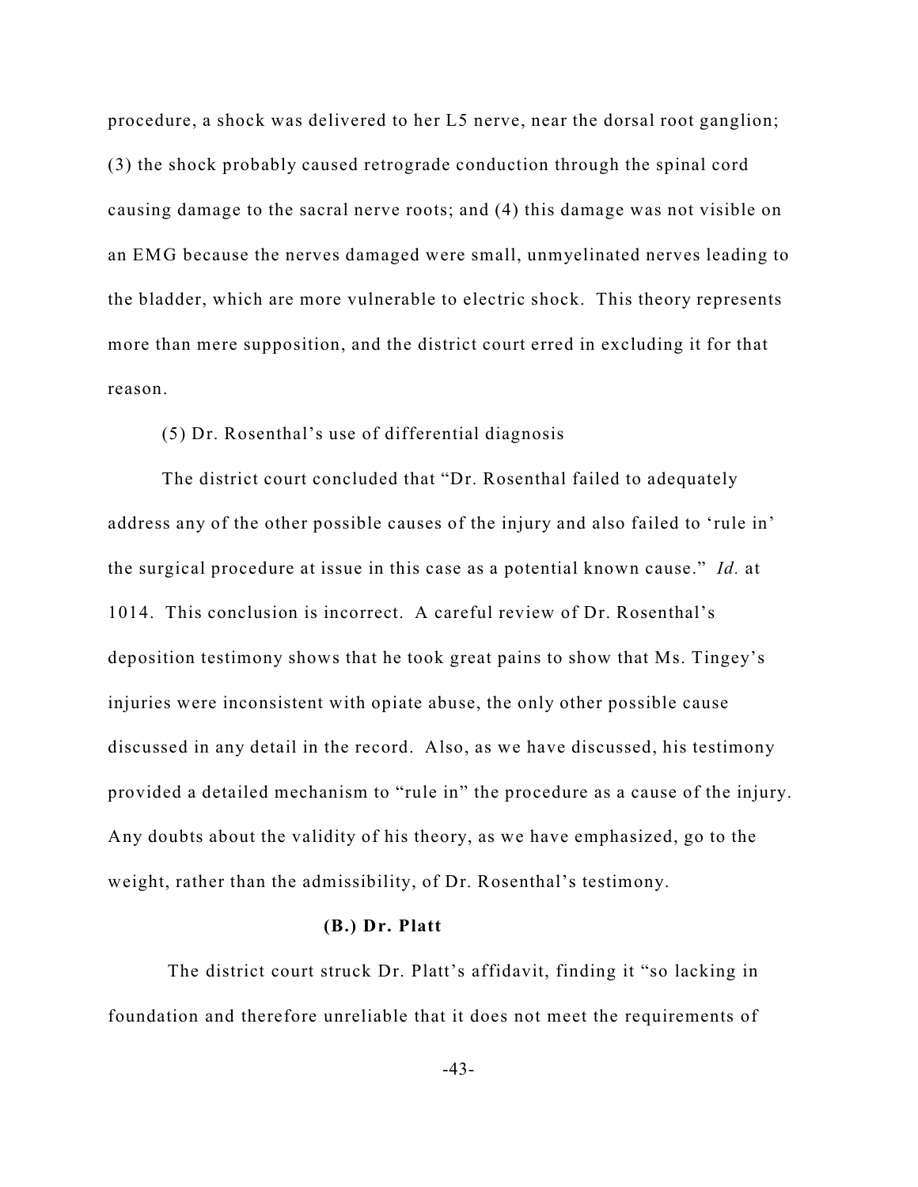procedure, a shock was delivered to her L5 nerve, near the dorsal root ganglion; (3) the shock probably caused retrograde conduction through the spinal cord causing damage to the sacral nerve roots; and (4) this damage was not visible on an EMG because the nerves damaged were small, unmyelinated nerves leading to the bladder, which are more vulnerable to electric shock. This theory represents more than mere supposition, and the district court erred in excluding it for that reason.

(5) Dr. Rosenthal's use of differential diagnosis

The district court concluded that "Dr. Rosenthal failed to adequately address any of the other possible causes of the injury and also failed to 'rule in' the surgical procedure at issue in this case as a potential known cause." *Id.* at 1014. This conclusion is incorrect. A careful review of Dr. Rosenthal's deposition testimony shows that he took great pains to show that Ms. Tingey's injuries were inconsistent with opiate abuse, the only other possible cause discussed in any detail in the record. Also, as we have discussed, his testimony provided a detailed mechanism to "rule in" the procedure as a cause of the injury. Any doubts about the validity of his theory, as we have emphasized, go to the weight, rather than the admissibility, of Dr. Rosenthal's testimony.

### (B.) Dr. Platt

The district court struck Dr. Platt's affidavit, finding it "so lacking in foundation and therefore unreliable that it does not meet the requirements of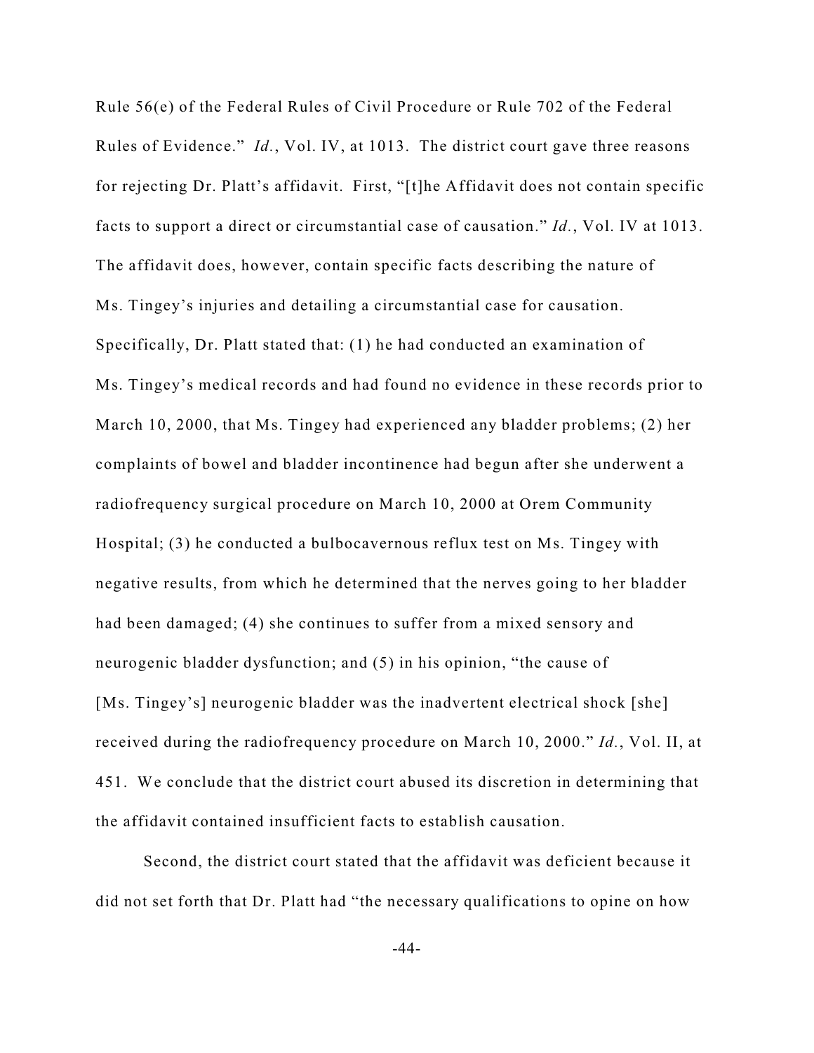Rule 56(e) of the Federal Rules of Civil Procedure or Rule 702 of the Federal Rules of Evidence." *Id.*, Vol. IV, at 1013. The district court gave three reasons for rejecting Dr. Platt's affidavit. First, "[t]he Affidavit does not contain specific facts to support a direct or circumstantial case of causation." *Id.*, Vol. IV at 1013. The affidavit does, however, contain specific facts describing the nature of Ms. Tingey's injuries and detailing a circumstantial case for causation. Specifically, Dr. Platt stated that: (1) he had conducted an examination of Ms. Tingey's medical records and had found no evidence in these records prior to March 10, 2000, that Ms. Tingey had experienced any bladder problems; (2) her complaints of bowel and bladder incontinence had begun after she underwent a radiofrequency surgical procedure on March 10, 2000 at Orem Community Hospital; (3) he conducted a bulbocavernous reflux test on Ms. Tingey with negative results, from which he determined that the nerves going to her bladder had been damaged; (4) she continues to suffer from a mixed sensory and neurogenic bladder dysfunction; and (5) in his opinion, "the cause of [Ms. Tingey's] neurogenic bladder was the inadvertent electrical shock [she] received during the radiofrequency procedure on March 10, 2000." *Id.*, Vol. II, at 451. We conclude that the district court abused its discretion in determining that the affidavit contained insufficient facts to establish causation.

Second, the district court stated that the affidavit was deficient because it did not set forth that Dr. Platt had "the necessary qualifications to opine on how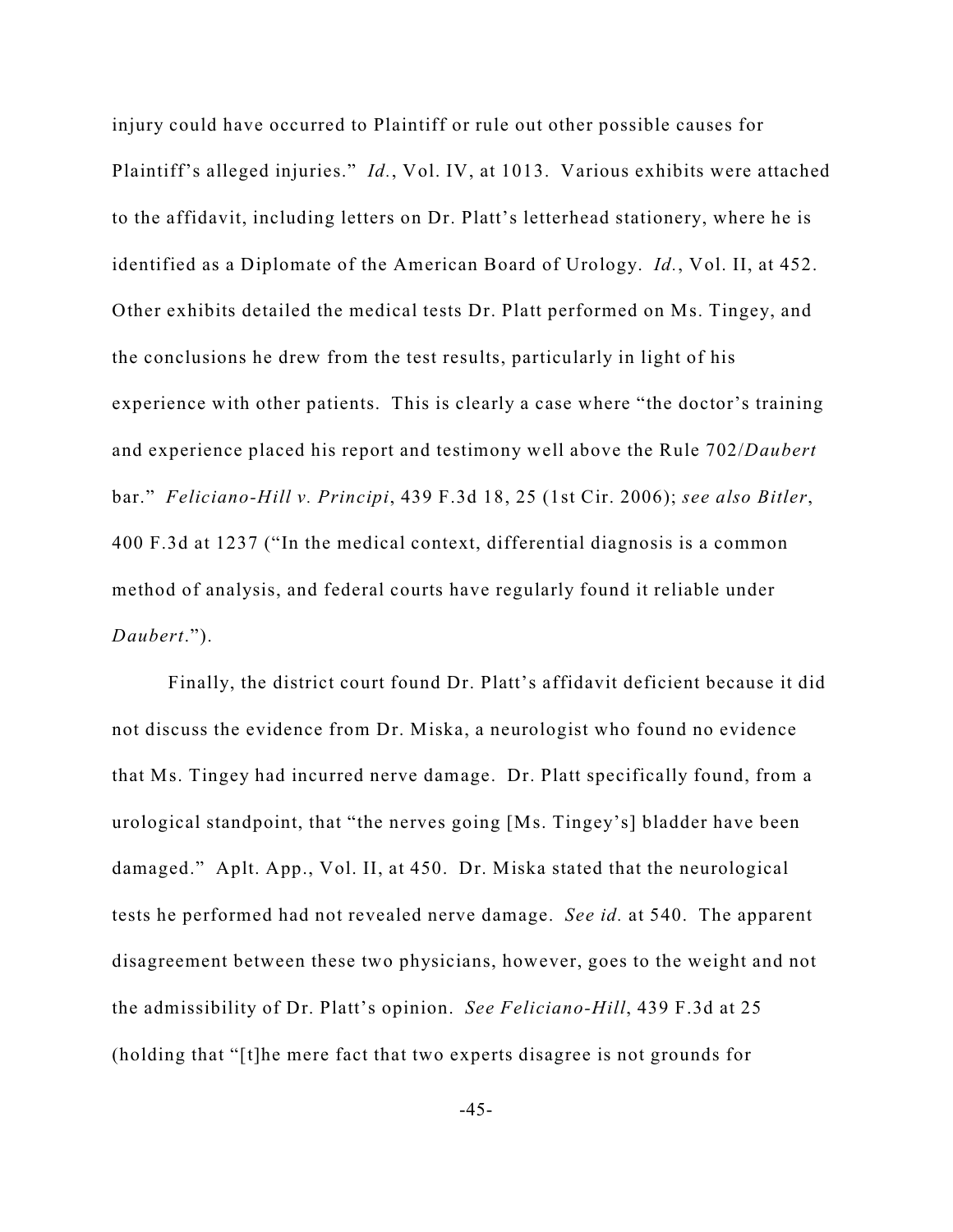injury could have occurred to Plaintiff or rule out other possible causes for Plaintiff's alleged injuries." *Id.*, Vol. IV, at 1013. Various exhibits were attached to the affidavit, including letters on Dr. Platt's letterhead stationery, where he is identified as a Diplomate of the American Board of Urology. *Id.*, Vol. II, at 452. Other exhibits detailed the medical tests Dr. Platt performed on Ms. Tingey, and the conclusions he drew from the test results, particularly in light of his experience with other patients. This is clearly a case where "the doctor's training and experience placed his report and testimony well above the Rule 702/*Daubert* bar." *Feliciano-Hill v. Principi*, 439 F.3d 18, 25 (1st Cir. 2006); *see also Bitler*, 400 F.3d at 1237 ("In the medical context, differential diagnosis is a common method of analysis, and federal courts have regularly found it reliable under *Daubert*.").

Finally, the district court found Dr. Platt's affidavit deficient because it did not discuss the evidence from Dr. Miska, a neurologist who found no evidence that Ms. Tingey had incurred nerve damage. Dr. Platt specifically found, from a urological standpoint, that "the nerves going [Ms. Tingey's] bladder have been damaged." Aplt. App., Vol. II, at 450. Dr. Miska stated that the neurological tests he performed had not revealed nerve damage. *See id.* at 540. The apparent disagreement between these two physicians, however, goes to the weight and not the admissibility of Dr. Platt's opinion. *See Feliciano-Hill*, 439 F.3d at 25 (holding that "[t]he mere fact that two experts disagree is not grounds for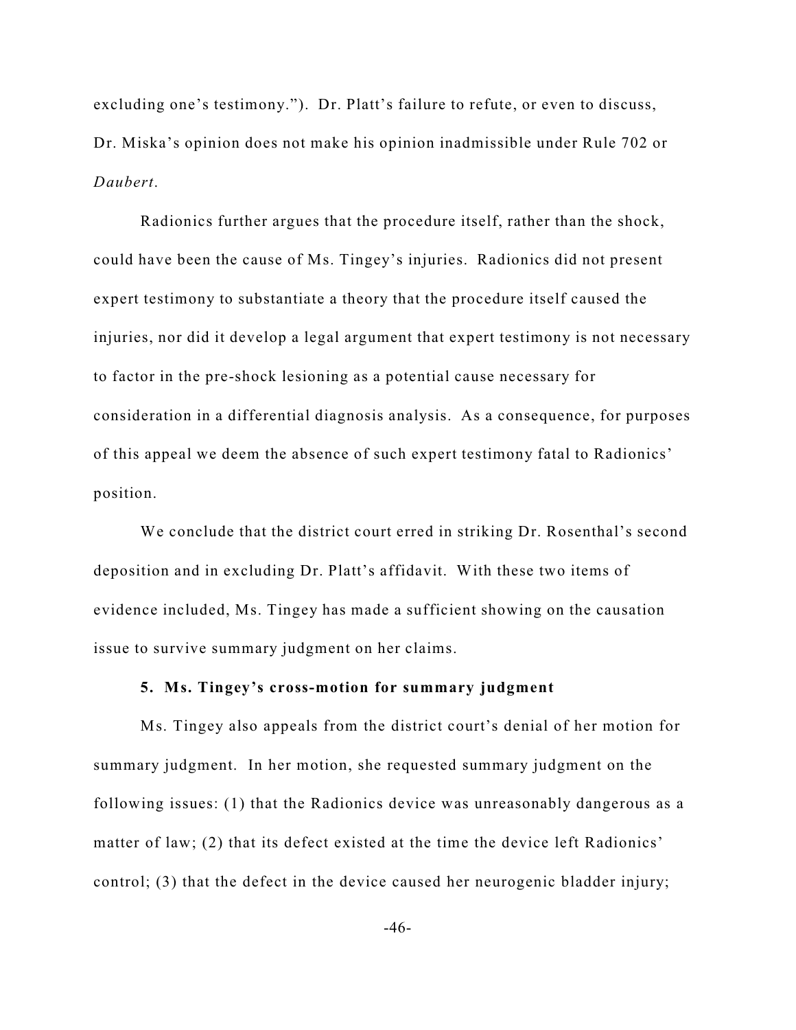excluding one's testimony."). Dr. Platt's failure to refute, or even to discuss, Dr. Miska's opinion does not make his opinion inadmissible under Rule 702 or *Daubert*.

Radionics further argues that the procedure itself, rather than the shock, could have been the cause of Ms. Tingey's injuries. Radionics did not present expert testimony to substantiate a theory that the procedure itself caused the injuries, nor did it develop a legal argument that expert testimony is not necessary to factor in the pre-shock lesioning as a potential cause necessary for consideration in a differential diagnosis analysis. As a consequence, for purposes of this appeal we deem the absence of such expert testimony fatal to Radionics' position.

We conclude that the district court erred in striking Dr. Rosenthal's second deposition and in excluding Dr. Platt's affidavit. With these two items of evidence included, Ms. Tingey has made a sufficient showing on the causation issue to survive summary judgment on her claims.

**5. Ms. Tingey's cross-motion for summary judgment**

Ms. Tingey also appeals from the district court's denial of her motion for summary judgment. In her motion, she requested summary judgment on the following issues: (1) that the Radionics device was unreasonably dangerous as a matter of law; (2) that its defect existed at the time the device left Radionics' control; (3) that the defect in the device caused her neurogenic bladder injury;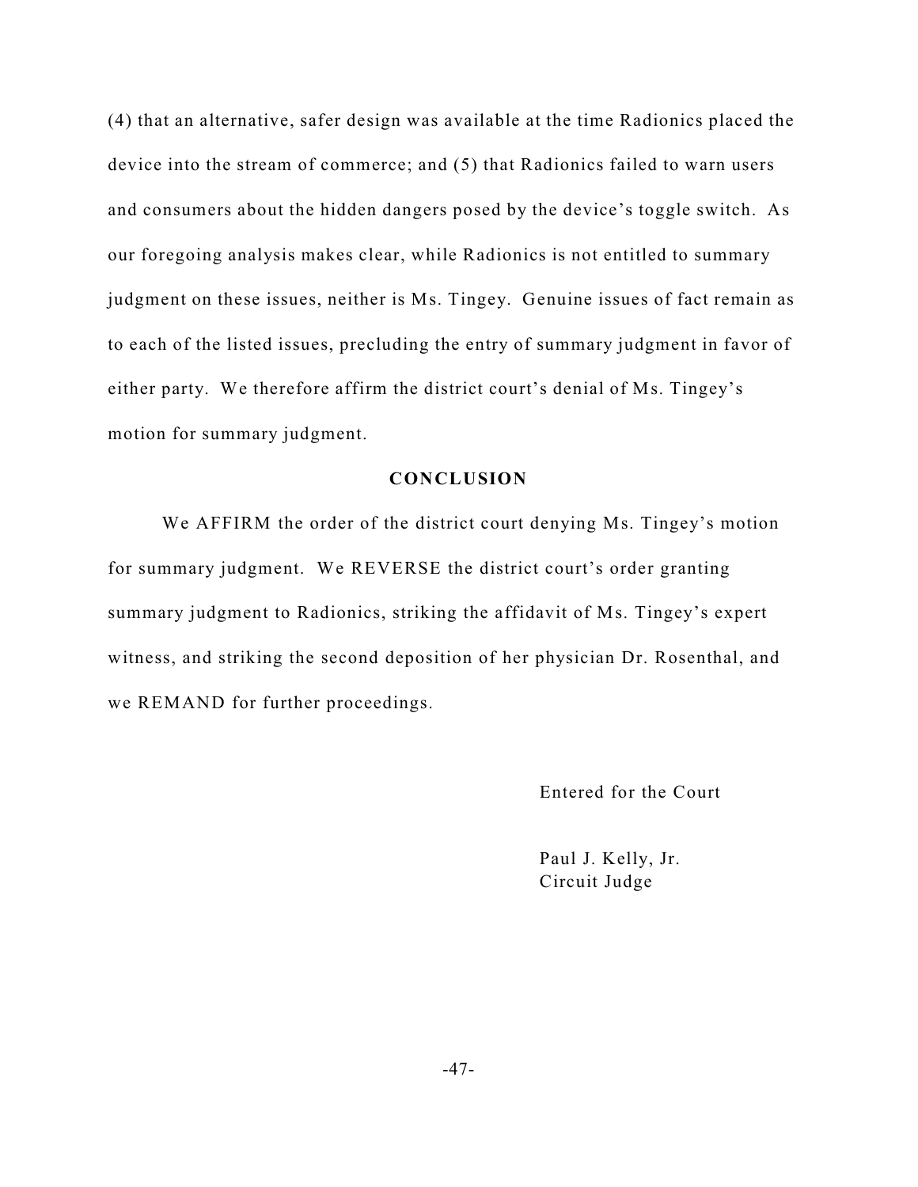(4) that an alternative, safer design was available at the time Radionics placed the device into the stream of commerce; and (5) that Radionics failed to warn users and consumers about the hidden dangers posed by the device's toggle switch. As our foregoing analysis makes clear, while Radionics is not entitled to summary judgment on these issues, neither is Ms. Tingey. Genuine issues of fact remain as to each of the listed issues, precluding the entry of summary judgment in favor of either party. We therefore affirm the district court's denial of Ms. Tingey's motion for summary judgment.

## CONCLUSION

We AFFIRM the order of the district court denying Ms. Tingey's motion for summary judgment. We REVERSE the district court's order granting summary judgment to Radionics, striking the affidavit of Ms. Tingey's expert witness, and striking the second deposition of her physician Dr. Rosenthal, and we REMAND for further proceedings.

Entered for the Court

Paul J. Kelly, Jr.
Circuit Judge